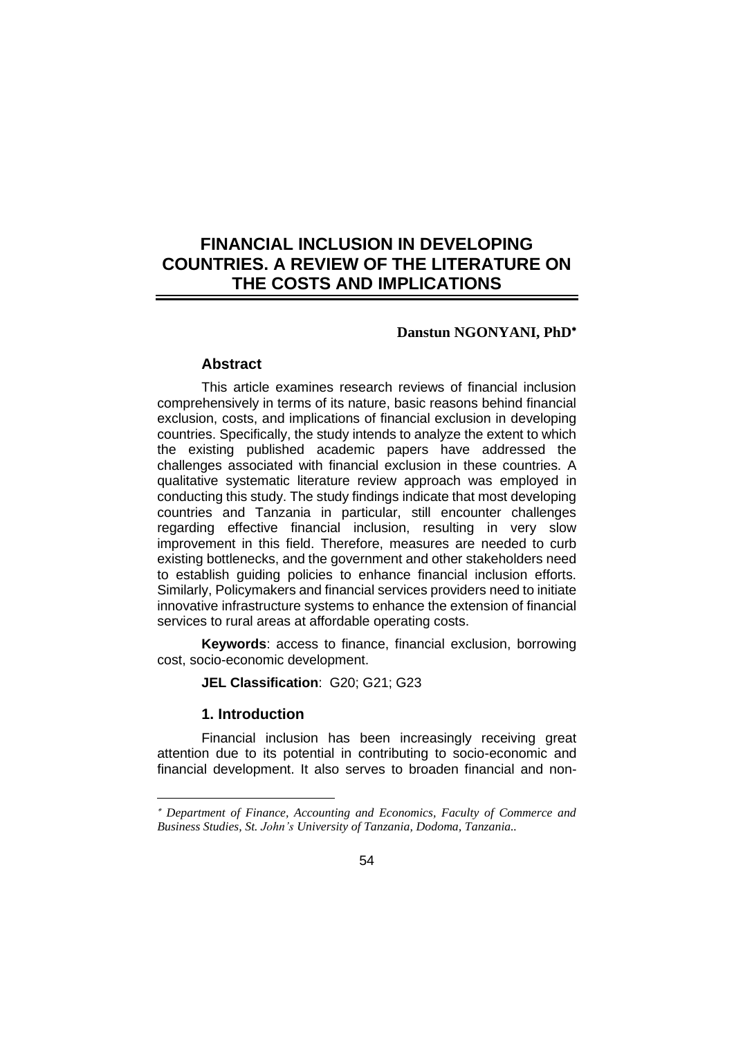# FINANCIAL INCLUSION IN DEVELOPING COUNTRIES. A REVIEW OF THE LITERATURE ON THE COSTS AND IMPLICATIONS

**Danstun NGONYANI, PhD***

### Abstract

This article examines research reviews of financial inclusion comprehensively in terms of its nature, basic reasons behind financial exclusion, costs, and implications of financial exclusion in developing countries. Specifically, the study intends to analyze the extent to which the existing published academic papers have addressed the challenges associated with financial exclusion in these countries. A qualitative systematic literature review approach was employed in conducting this study. The study findings indicate that most developing countries and Tanzania in particular, still encounter challenges regarding effective financial inclusion, resulting in very slow improvement in this field. Therefore, measures are needed to curb existing bottlenecks, and the government and other stakeholders need to establish guiding policies to enhance financial inclusion efforts. Similarly, Policymakers and financial services providers need to initiate innovative infrastructure systems to enhance the extension of financial services to rural areas at affordable operating costs.

**Keywords**: access to finance, financial exclusion, borrowing cost, socio-economic development.

**JEL Classification**: G20; G21; G23

### 1. Introduction

Financial inclusion has been increasingly receiving great attention due to its potential in contributing to socio-economic and financial development. It also serves to broaden financial and non-

---

* *Department of Finance, Accounting and Economics, Faculty of Commerce and Business Studies, St. John's University of Tanzania, Dodoma, Tanzania..*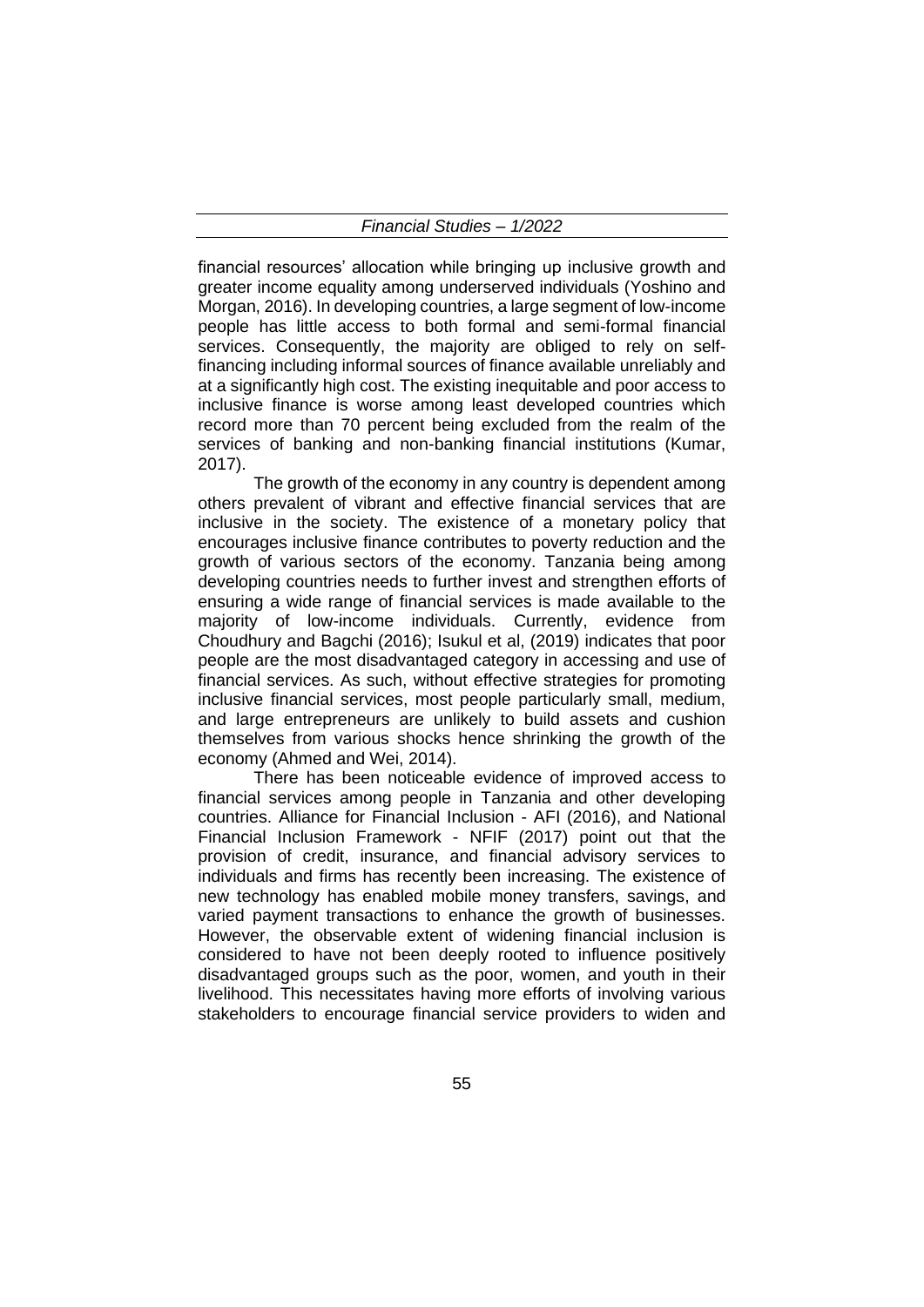financial resources' allocation while bringing up inclusive growth and greater income equality among underserved individuals (Yoshino and Morgan, 2016). In developing countries, a large segment of low-income people has little access to both formal and semi-formal financial services. Consequently, the majority are obliged to rely on self-financing including informal sources of finance available unreliably and at a significantly high cost. The existing inequitable and poor access to inclusive finance is worse among least developed countries which record more than 70 percent being excluded from the realm of the services of banking and non-banking financial institutions (Kumar, 2017).

The growth of the economy in any country is dependent among others prevalent of vibrant and effective financial services that are inclusive in the society. The existence of a monetary policy that encourages inclusive finance contributes to poverty reduction and the growth of various sectors of the economy. Tanzania being among developing countries needs to further invest and strengthen efforts of ensuring a wide range of financial services is made available to the majority of low-income individuals. Currently, evidence from Choudhury and Bagchi (2016); Isukul et al, (2019) indicates that poor people are the most disadvantaged category in accessing and use of financial services. As such, without effective strategies for promoting inclusive financial services, most people particularly small, medium, and large entrepreneurs are unlikely to build assets and cushion themselves from various shocks hence shrinking the growth of the economy (Ahmed and Wei, 2014).

There has been noticeable evidence of improved access to financial services among people in Tanzania and other developing countries. Alliance for Financial Inclusion - AFI (2016), and National Financial Inclusion Framework - NFIF (2017) point out that the provision of credit, insurance, and financial advisory services to individuals and firms has recently been increasing. The existence of new technology has enabled mobile money transfers, savings, and varied payment transactions to enhance the growth of businesses. However, the observable extent of widening financial inclusion is considered to have not been deeply rooted to influence positively disadvantaged groups such as the poor, women, and youth in their livelihood. This necessitates having more efforts of involving various stakeholders to encourage financial service providers to widen and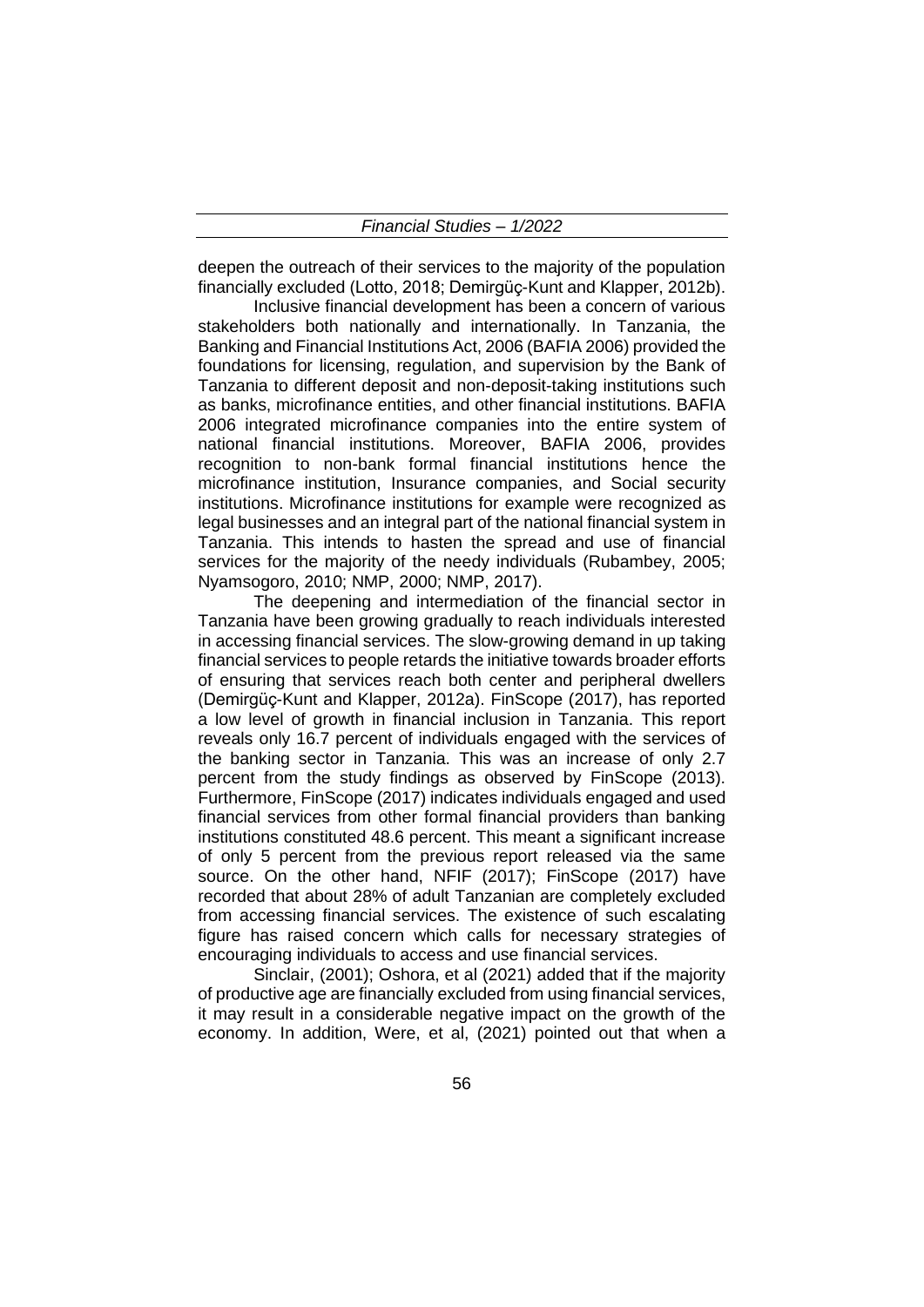deepen the outreach of their services to the majority of the population financially excluded (Lotto, 2018; Demirgüç-Kunt and Klapper, 2012b).

Inclusive financial development has been a concern of various stakeholders both nationally and internationally. In Tanzania, the Banking and Financial Institutions Act, 2006 (BAFIA 2006) provided the foundations for licensing, regulation, and supervision by the Bank of Tanzania to different deposit and non-deposit-taking institutions such as banks, microfinance entities, and other financial institutions. BAFIA 2006 integrated microfinance companies into the entire system of national financial institutions. Moreover, BAFIA 2006, provides recognition to non-bank formal financial institutions hence the microfinance institution, Insurance companies, and Social security institutions. Microfinance institutions for example were recognized as legal businesses and an integral part of the national financial system in Tanzania. This intends to hasten the spread and use of financial services for the majority of the needy individuals (Rubambey, 2005; Nyamsogoro, 2010; NMP, 2000; NMP, 2017).

The deepening and intermediation of the financial sector in Tanzania have been growing gradually to reach individuals interested in accessing financial services. The slow-growing demand in up taking financial services to people retards the initiative towards broader efforts of ensuring that services reach both center and peripheral dwellers (Demirgüç-Kunt and Klapper, 2012a). FinScope (2017), has reported a low level of growth in financial inclusion in Tanzania. This report reveals only 16.7 percent of individuals engaged with the services of the banking sector in Tanzania. This was an increase of only 2.7 percent from the study findings as observed by FinScope (2013). Furthermore, FinScope (2017) indicates individuals engaged and used financial services from other formal financial providers than banking institutions constituted 48.6 percent. This meant a significant increase of only 5 percent from the previous report released via the same source. On the other hand, NFIF (2017); FinScope (2017) have recorded that about 28% of adult Tanzanian are completely excluded from accessing financial services. The existence of such escalating figure has raised concern which calls for necessary strategies of encouraging individuals to access and use financial services.

Sinclair, (2001); Oshora, et al (2021) added that if the majority of productive age are financially excluded from using financial services, it may result in a considerable negative impact on the growth of the economy. In addition, Were, et al, (2021) pointed out that when a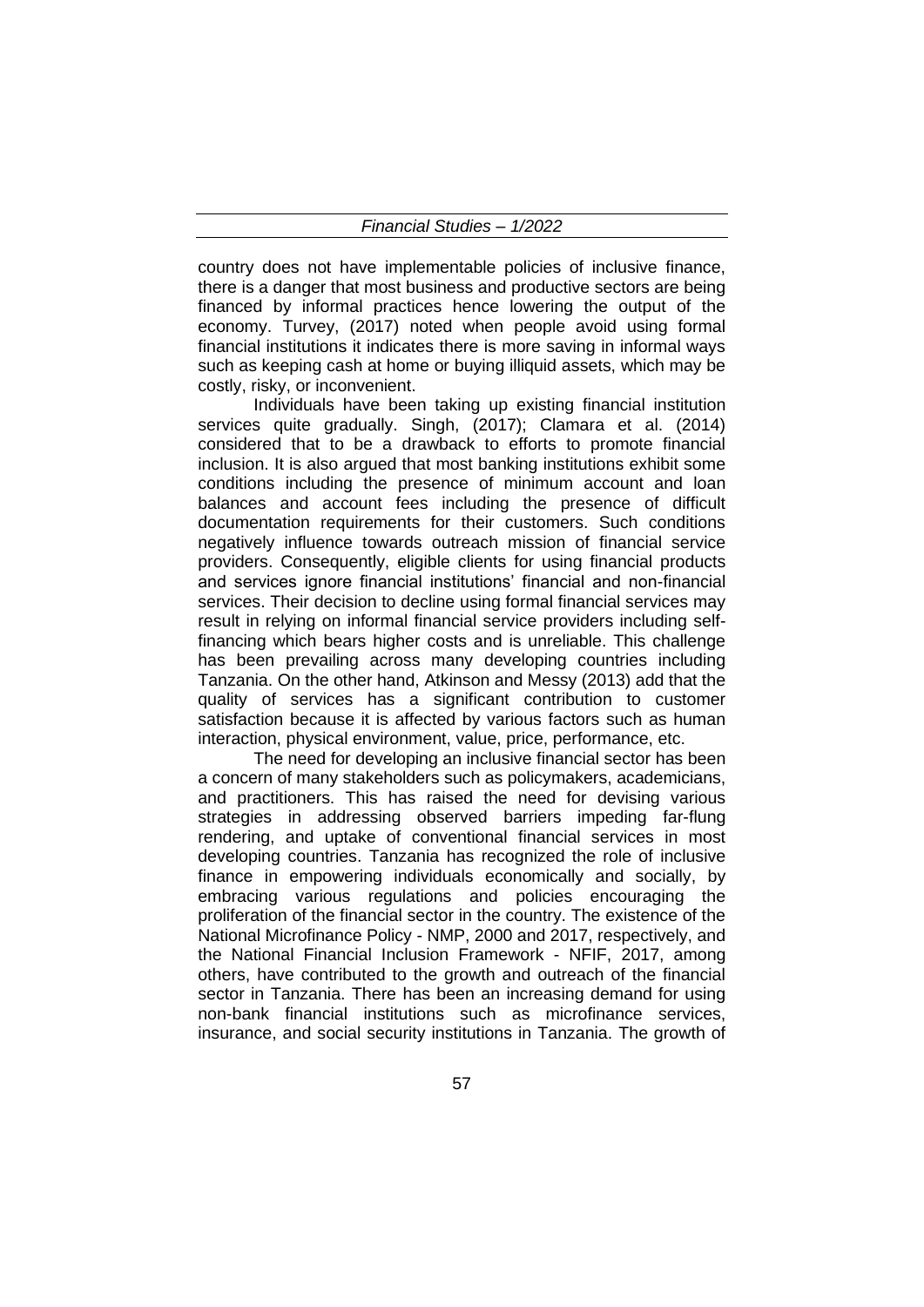country does not have implementable policies of inclusive finance, there is a danger that most business and productive sectors are being financed by informal practices hence lowering the output of the economy. Turvey, (2017) noted when people avoid using formal financial institutions it indicates there is more saving in informal ways such as keeping cash at home or buying illiquid assets, which may be costly, risky, or inconvenient.

Individuals have been taking up existing financial institution services quite gradually. Singh, (2017); Clamara et al. (2014) considered that to be a drawback to efforts to promote financial inclusion. It is also argued that most banking institutions exhibit some conditions including the presence of minimum account and loan balances and account fees including the presence of difficult documentation requirements for their customers. Such conditions negatively influence towards outreach mission of financial service providers. Consequently, eligible clients for using financial products and services ignore financial institutions' financial and non-financial services. Their decision to decline using formal financial services may result in relying on informal financial service providers including self-financing which bears higher costs and is unreliable. This challenge has been prevailing across many developing countries including Tanzania. On the other hand, Atkinson and Messy (2013) add that the quality of services has a significant contribution to customer satisfaction because it is affected by various factors such as human interaction, physical environment, value, price, performance, etc.

The need for developing an inclusive financial sector has been a concern of many stakeholders such as policymakers, academicians, and practitioners. This has raised the need for devising various strategies in addressing observed barriers impeding far-flung rendering, and uptake of conventional financial services in most developing countries. Tanzania has recognized the role of inclusive finance in empowering individuals economically and socially, by embracing various regulations and policies encouraging the proliferation of the financial sector in the country. The existence of the National Microfinance Policy - NMP, 2000 and 2017, respectively, and the National Financial Inclusion Framework - NFIF, 2017, among others, have contributed to the growth and outreach of the financial sector in Tanzania. There has been an increasing demand for using non-bank financial institutions such as microfinance services, insurance, and social security institutions in Tanzania. The growth of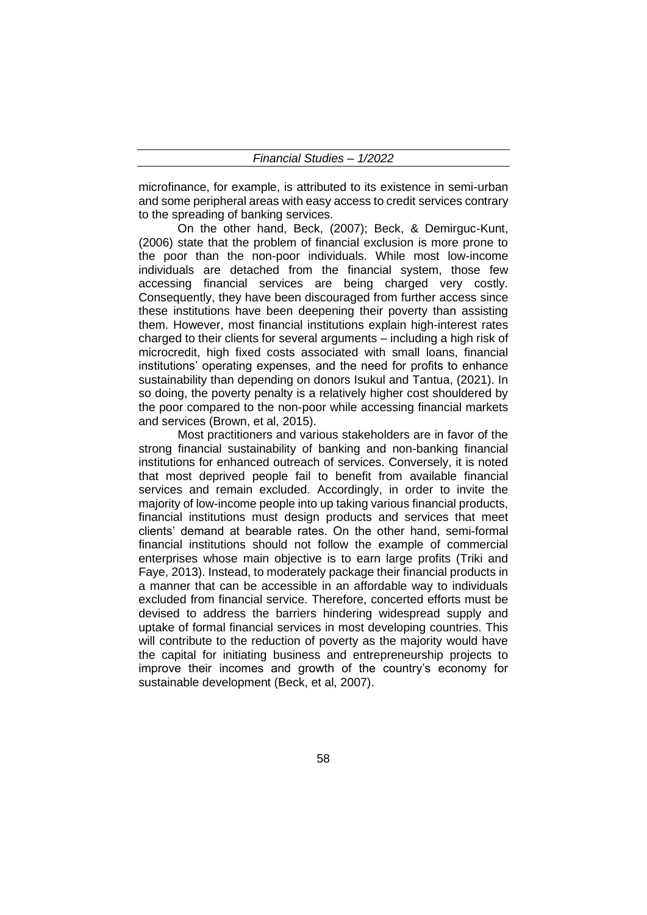microfinance, for example, is attributed to its existence in semi-urban and some peripheral areas with easy access to credit services contrary to the spreading of banking services.

On the other hand, Beck, (2007); Beck, & Demirguc-Kunt, (2006) state that the problem of financial exclusion is more prone to the poor than the non-poor individuals. While most low-income individuals are detached from the financial system, those few accessing financial services are being charged very costly. Consequently, they have been discouraged from further access since these institutions have been deepening their poverty than assisting them. However, most financial institutions explain high-interest rates charged to their clients for several arguments – including a high risk of microcredit, high fixed costs associated with small loans, financial institutions' operating expenses, and the need for profits to enhance sustainability than depending on donors Isukul and Tantua, (2021). In so doing, the poverty penalty is a relatively higher cost shouldered by the poor compared to the non-poor while accessing financial markets and services (Brown, et al, 2015).

Most practitioners and various stakeholders are in favor of the strong financial sustainability of banking and non-banking financial institutions for enhanced outreach of services. Conversely, it is noted that most deprived people fail to benefit from available financial services and remain excluded. Accordingly, in order to invite the majority of low-income people into up taking various financial products, financial institutions must design products and services that meet clients' demand at bearable rates. On the other hand, semi-formal financial institutions should not follow the example of commercial enterprises whose main objective is to earn large profits (Triki and Faye, 2013). Instead, to moderately package their financial products in a manner that can be accessible in an affordable way to individuals excluded from financial service. Therefore, concerted efforts must be devised to address the barriers hindering widespread supply and uptake of formal financial services in most developing countries. This will contribute to the reduction of poverty as the majority would have the capital for initiating business and entrepreneurship projects to improve their incomes and growth of the country's economy for sustainable development (Beck, et al, 2007).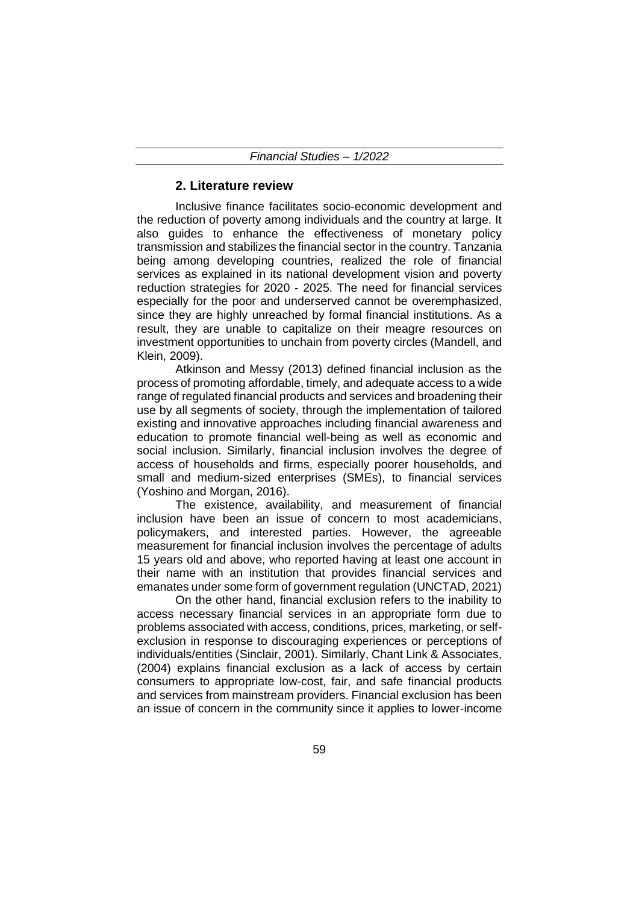## 2. Literature review

Inclusive finance facilitates socio-economic development and the reduction of poverty among individuals and the country at large. It also guides to enhance the effectiveness of monetary policy transmission and stabilizes the financial sector in the country. Tanzania being among developing countries, realized the role of financial services as explained in its national development vision and poverty reduction strategies for 2020 - 2025. The need for financial services especially for the poor and underserved cannot be overemphasized, since they are highly unreached by formal financial institutions. As a result, they are unable to capitalize on their meagre resources on investment opportunities to unchain from poverty circles (Mandell, and Klein, 2009).

Atkinson and Messy (2013) defined financial inclusion as the process of promoting affordable, timely, and adequate access to a wide range of regulated financial products and services and broadening their use by all segments of society, through the implementation of tailored existing and innovative approaches including financial awareness and education to promote financial well-being as well as economic and social inclusion. Similarly, financial inclusion involves the degree of access of households and firms, especially poorer households, and small and medium-sized enterprises (SMEs), to financial services (Yoshino and Morgan, 2016).

The existence, availability, and measurement of financial inclusion have been an issue of concern to most academicians, policymakers, and interested parties. However, the agreeable measurement for financial inclusion involves the percentage of adults 15 years old and above, who reported having at least one account in their name with an institution that provides financial services and emanates under some form of government regulation (UNCTAD, 2021)

On the other hand, financial exclusion refers to the inability to access necessary financial services in an appropriate form due to problems associated with access, conditions, prices, marketing, or self-exclusion in response to discouraging experiences or perceptions of individuals/entities (Sinclair, 2001). Similarly, Chant Link & Associates, (2004) explains financial exclusion as a lack of access by certain consumers to appropriate low-cost, fair, and safe financial products and services from mainstream providers. Financial exclusion has been an issue of concern in the community since it applies to lower-income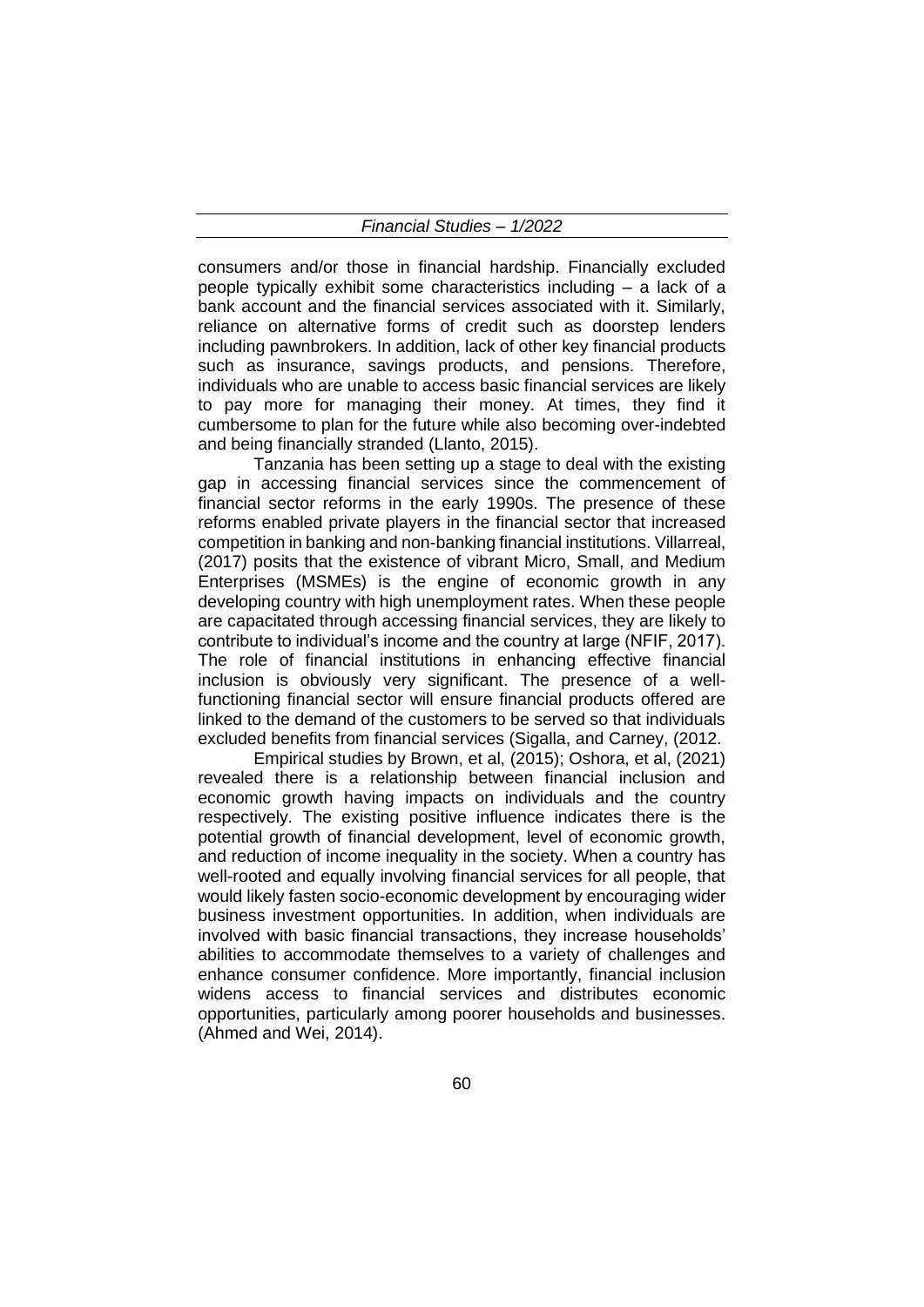consumers and/or those in financial hardship. Financially excluded people typically exhibit some characteristics including – a lack of a bank account and the financial services associated with it. Similarly, reliance on alternative forms of credit such as doorstep lenders including pawnbrokers. In addition, lack of other key financial products such as insurance, savings products, and pensions. Therefore, individuals who are unable to access basic financial services are likely to pay more for managing their money. At times, they find it cumbersome to plan for the future while also becoming over-indebted and being financially stranded (Llanto, 2015).

Tanzania has been setting up a stage to deal with the existing gap in accessing financial services since the commencement of financial sector reforms in the early 1990s. The presence of these reforms enabled private players in the financial sector that increased competition in banking and non-banking financial institutions. Villarreal, (2017) posits that the existence of vibrant Micro, Small, and Medium Enterprises (MSMEs) is the engine of economic growth in any developing country with high unemployment rates. When these people are capacitated through accessing financial services, they are likely to contribute to individual's income and the country at large (NFIF, 2017). The role of financial institutions in enhancing effective financial inclusion is obviously very significant. The presence of a well-functioning financial sector will ensure financial products offered are linked to the demand of the customers to be served so that individuals excluded benefits from financial services (Sigalla, and Carney, (2012.

Empirical studies by Brown, et al, (2015); Oshora, et al, (2021) revealed there is a relationship between financial inclusion and economic growth having impacts on individuals and the country respectively. The existing positive influence indicates there is the potential growth of financial development, level of economic growth, and reduction of income inequality in the society. When a country has well-rooted and equally involving financial services for all people, that would likely fasten socio-economic development by encouraging wider business investment opportunities. In addition, when individuals are involved with basic financial transactions, they increase households' abilities to accommodate themselves to a variety of challenges and enhance consumer confidence. More importantly, financial inclusion widens access to financial services and distributes economic opportunities, particularly among poorer households and businesses. (Ahmed and Wei, 2014).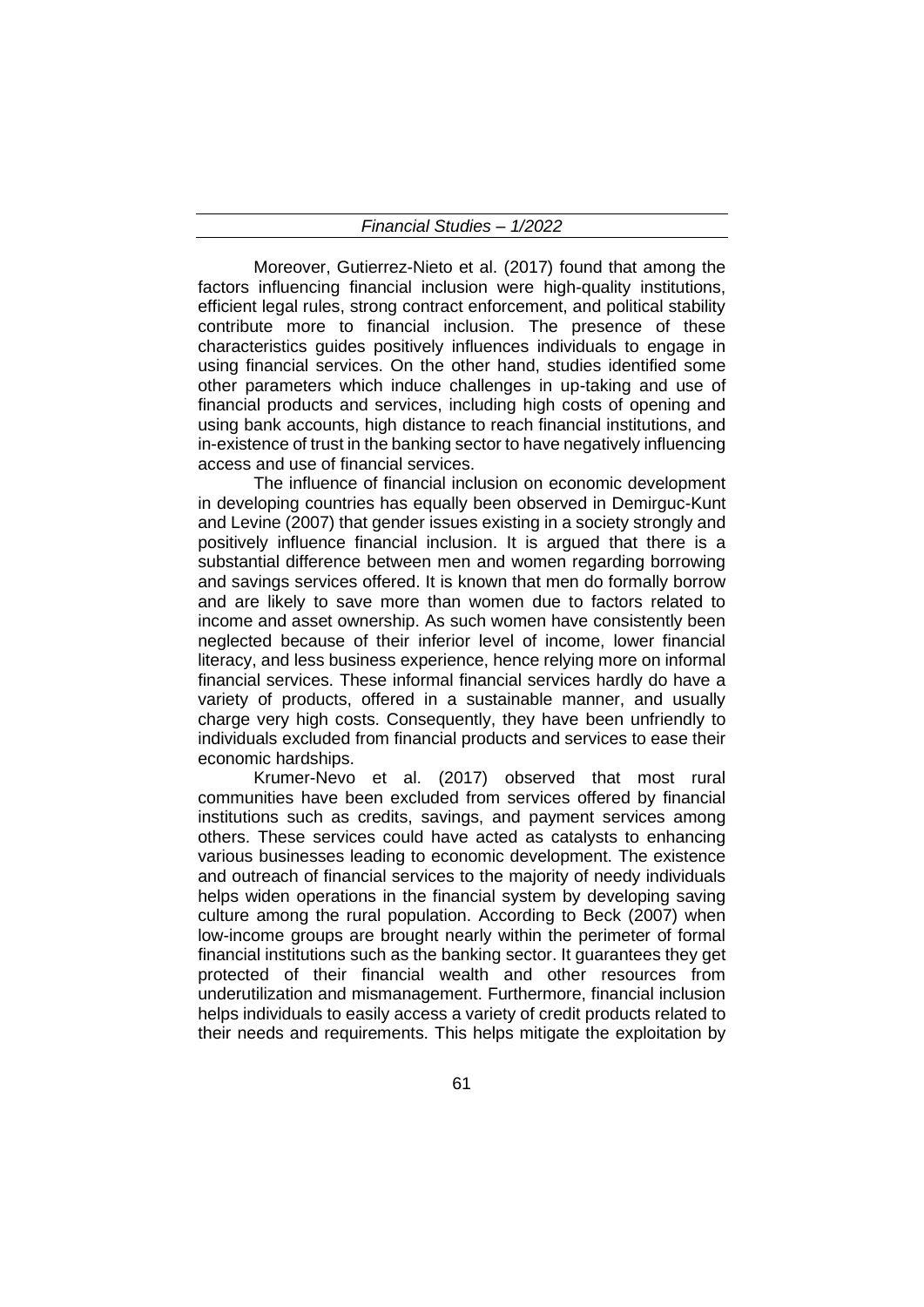Moreover, Gutierrez-Nieto et al. (2017) found that among the factors influencing financial inclusion were high-quality institutions, efficient legal rules, strong contract enforcement, and political stability contribute more to financial inclusion. The presence of these characteristics guides positively influences individuals to engage in using financial services. On the other hand, studies identified some other parameters which induce challenges in up-taking and use of financial products and services, including high costs of opening and using bank accounts, high distance to reach financial institutions, and in-existence of trust in the banking sector to have negatively influencing access and use of financial services.

The influence of financial inclusion on economic development in developing countries has equally been observed in Demirguc-Kunt and Levine (2007) that gender issues existing in a society strongly and positively influence financial inclusion. It is argued that there is a substantial difference between men and women regarding borrowing and savings services offered. It is known that men do formally borrow and are likely to save more than women due to factors related to income and asset ownership. As such women have consistently been neglected because of their inferior level of income, lower financial literacy, and less business experience, hence relying more on informal financial services. These informal financial services hardly do have a variety of products, offered in a sustainable manner, and usually charge very high costs. Consequently, they have been unfriendly to individuals excluded from financial products and services to ease their economic hardships.

Krumer-Nevo et al. (2017) observed that most rural communities have been excluded from services offered by financial institutions such as credits, savings, and payment services among others. These services could have acted as catalysts to enhancing various businesses leading to economic development. The existence and outreach of financial services to the majority of needy individuals helps widen operations in the financial system by developing saving culture among the rural population. According to Beck (2007) when low-income groups are brought nearly within the perimeter of formal financial institutions such as the banking sector. It guarantees they get protected of their financial wealth and other resources from underutilization and mismanagement. Furthermore, financial inclusion helps individuals to easily access a variety of credit products related to their needs and requirements. This helps mitigate the exploitation by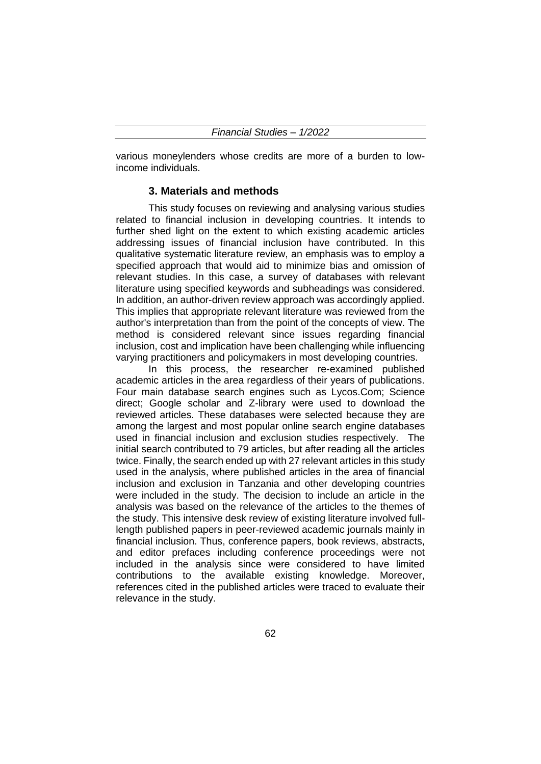various moneylenders whose credits are more of a burden to low-income individuals.

## 3. Materials and methods

This study focuses on reviewing and analysing various studies related to financial inclusion in developing countries. It intends to further shed light on the extent to which existing academic articles addressing issues of financial inclusion have contributed. In this qualitative systematic literature review, an emphasis was to employ a specified approach that would aid to minimize bias and omission of relevant studies. In this case, a survey of databases with relevant literature using specified keywords and subheadings was considered. In addition, an author-driven review approach was accordingly applied. This implies that appropriate relevant literature was reviewed from the author's interpretation than from the point of the concepts of view. The method is considered relevant since issues regarding financial inclusion, cost and implication have been challenging while influencing varying practitioners and policymakers in most developing countries.

In this process, the researcher re-examined published academic articles in the area regardless of their years of publications. Four main database search engines such as Lycos.Com; Science direct; Google scholar and Z-library were used to download the reviewed articles. These databases were selected because they are among the largest and most popular online search engine databases used in financial inclusion and exclusion studies respectively. The initial search contributed to 79 articles, but after reading all the articles twice. Finally, the search ended up with 27 relevant articles in this study used in the analysis, where published articles in the area of financial inclusion and exclusion in Tanzania and other developing countries were included in the study. The decision to include an article in the analysis was based on the relevance of the articles to the themes of the study. This intensive desk review of existing literature involved full-length published papers in peer-reviewed academic journals mainly in financial inclusion. Thus, conference papers, book reviews, abstracts, and editor prefaces including conference proceedings were not included in the analysis since were considered to have limited contributions to the available existing knowledge. Moreover, references cited in the published articles were traced to evaluate their relevance in the study.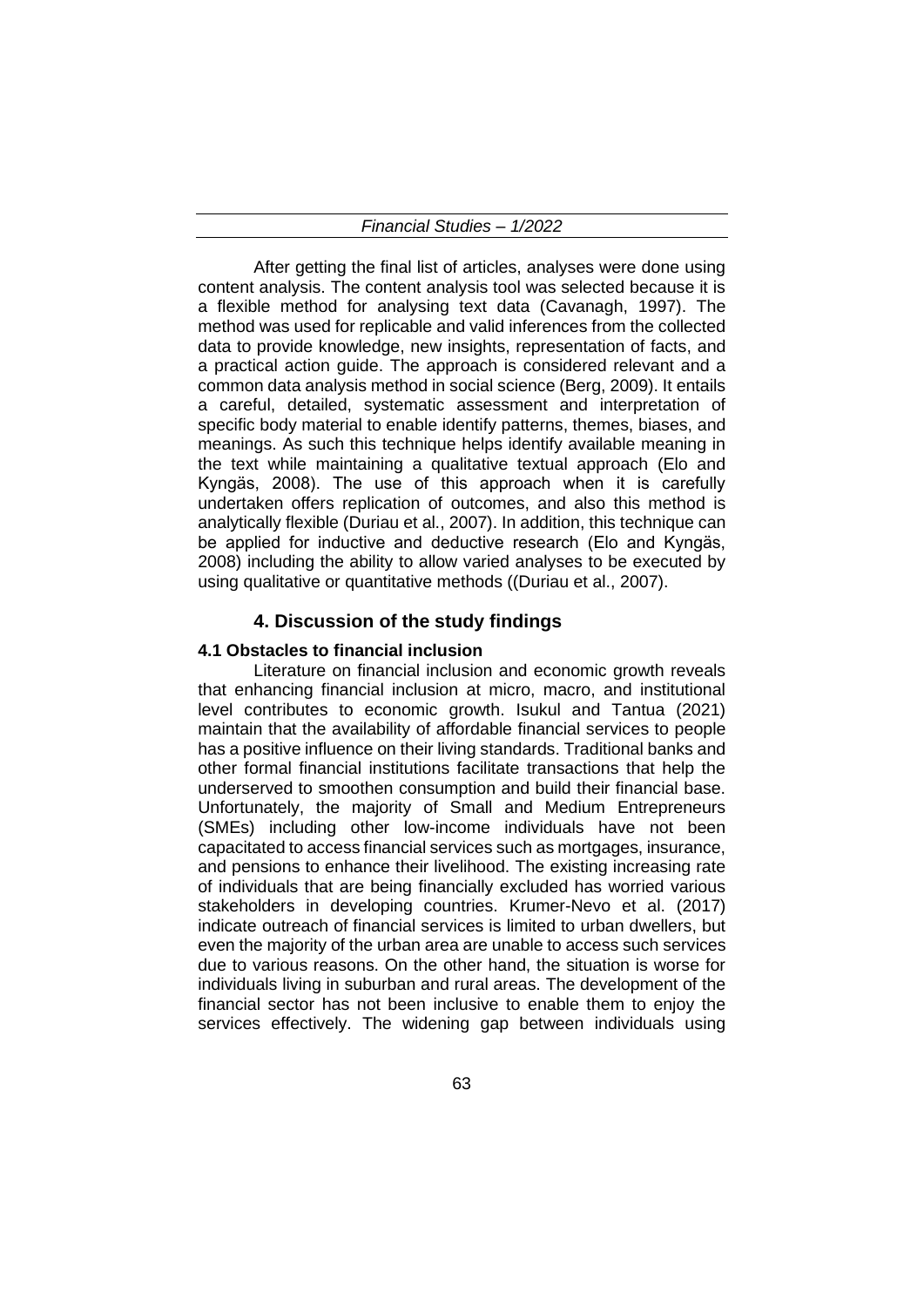After getting the final list of articles, analyses were done using content analysis. The content analysis tool was selected because it is a flexible method for analysing text data (Cavanagh, 1997). The method was used for replicable and valid inferences from the collected data to provide knowledge, new insights, representation of facts, and a practical action guide. The approach is considered relevant and a common data analysis method in social science (Berg, 2009). It entails a careful, detailed, systematic assessment and interpretation of specific body material to enable identify patterns, themes, biases, and meanings. As such this technique helps identify available meaning in the text while maintaining a qualitative textual approach (Elo and Kyngäs, 2008). The use of this approach when it is carefully undertaken offers replication of outcomes, and also this method is analytically flexible (Duriau et al., 2007). In addition, this technique can be applied for inductive and deductive research (Elo and Kyngäs, 2008) including the ability to allow varied analyses to be executed by using qualitative or quantitative methods ((Duriau et al., 2007).

## 4. Discussion of the study findings

### 4.1 Obstacles to financial inclusion

Literature on financial inclusion and economic growth reveals that enhancing financial inclusion at micro, macro, and institutional level contributes to economic growth. Isukul and Tantua (2021) maintain that the availability of affordable financial services to people has a positive influence on their living standards. Traditional banks and other formal financial institutions facilitate transactions that help the underserved to smoothen consumption and build their financial base. Unfortunately, the majority of Small and Medium Entrepreneurs (SMEs) including other low-income individuals have not been capacitated to access financial services such as mortgages, insurance, and pensions to enhance their livelihood. The existing increasing rate of individuals that are being financially excluded has worried various stakeholders in developing countries. Krumer-Nevo et al. (2017) indicate outreach of financial services is limited to urban dwellers, but even the majority of the urban area are unable to access such services due to various reasons. On the other hand, the situation is worse for individuals living in suburban and rural areas. The development of the financial sector has not been inclusive to enable them to enjoy the services effectively. The widening gap between individuals using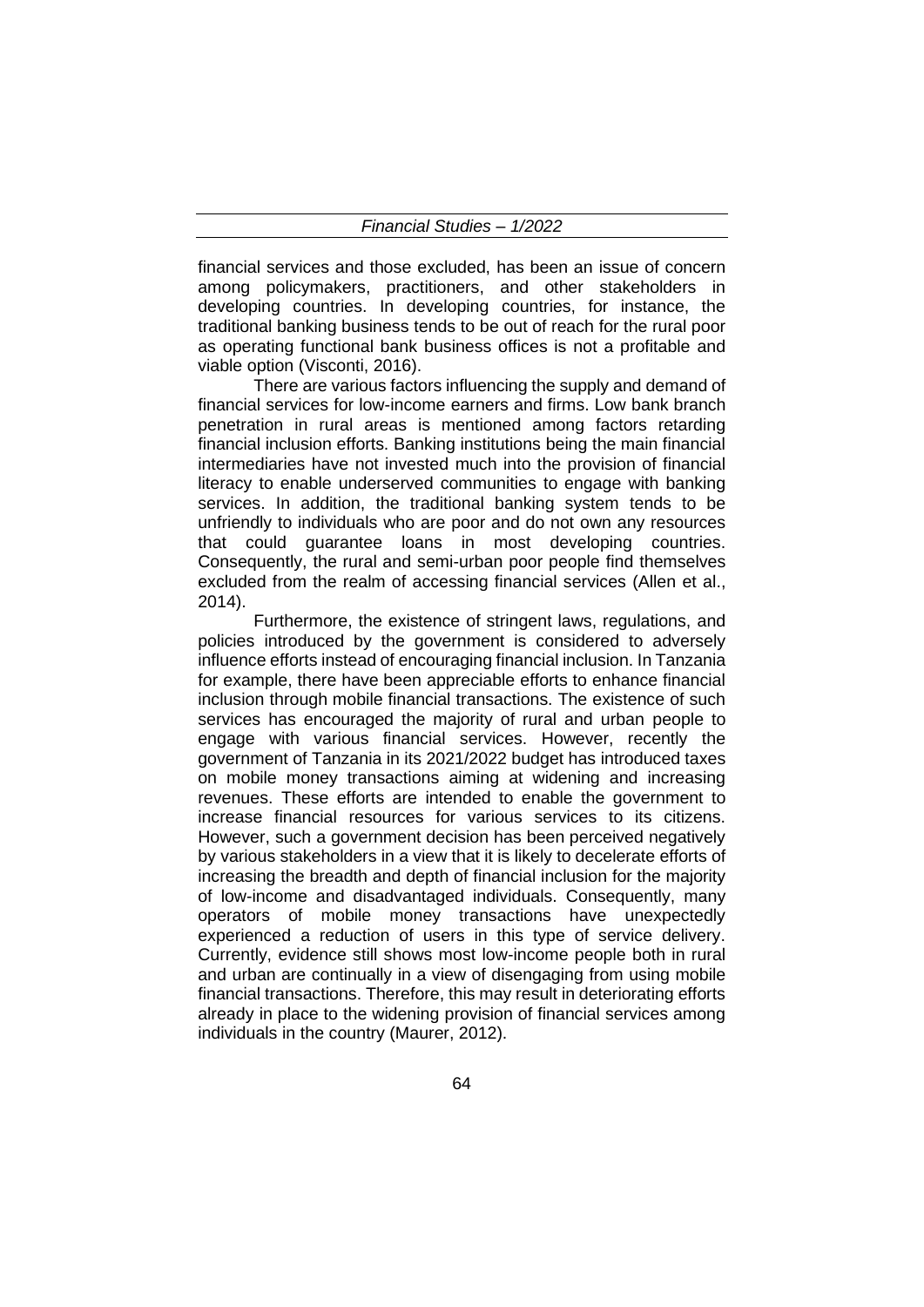financial services and those excluded, has been an issue of concern among policymakers, practitioners, and other stakeholders in developing countries. In developing countries, for instance, the traditional banking business tends to be out of reach for the rural poor as operating functional bank business offices is not a profitable and viable option (Visconti, 2016).

There are various factors influencing the supply and demand of financial services for low-income earners and firms. Low bank branch penetration in rural areas is mentioned among factors retarding financial inclusion efforts. Banking institutions being the main financial intermediaries have not invested much into the provision of financial literacy to enable underserved communities to engage with banking services. In addition, the traditional banking system tends to be unfriendly to individuals who are poor and do not own any resources that could guarantee loans in most developing countries. Consequently, the rural and semi-urban poor people find themselves excluded from the realm of accessing financial services (Allen et al., 2014).

Furthermore, the existence of stringent laws, regulations, and policies introduced by the government is considered to adversely influence efforts instead of encouraging financial inclusion. In Tanzania for example, there have been appreciable efforts to enhance financial inclusion through mobile financial transactions. The existence of such services has encouraged the majority of rural and urban people to engage with various financial services. However, recently the government of Tanzania in its 2021/2022 budget has introduced taxes on mobile money transactions aiming at widening and increasing revenues. These efforts are intended to enable the government to increase financial resources for various services to its citizens. However, such a government decision has been perceived negatively by various stakeholders in a view that it is likely to decelerate efforts of increasing the breadth and depth of financial inclusion for the majority of low-income and disadvantaged individuals. Consequently, many operators of mobile money transactions have unexpectedly experienced a reduction of users in this type of service delivery. Currently, evidence still shows most low-income people both in rural and urban are continually in a view of disengaging from using mobile financial transactions. Therefore, this may result in deteriorating efforts already in place to the widening provision of financial services among individuals in the country (Maurer, 2012).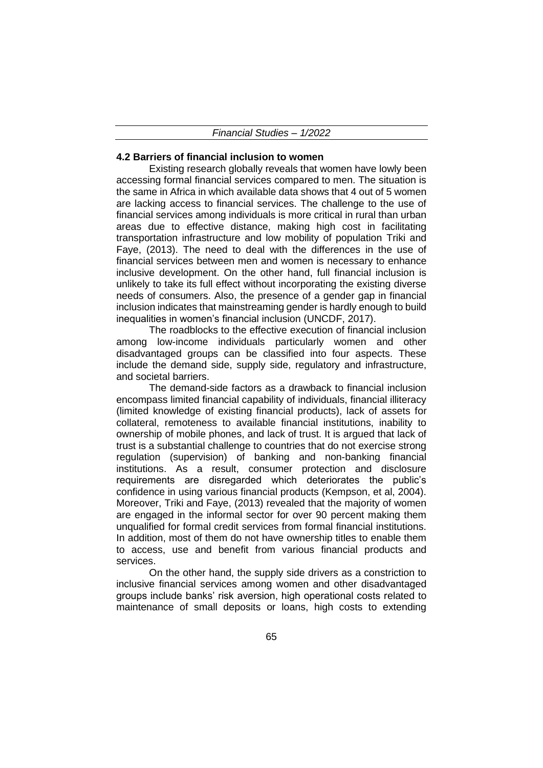### 4.2 Barriers of financial inclusion to women

Existing research globally reveals that women have lowly been accessing formal financial services compared to men. The situation is the same in Africa in which available data shows that 4 out of 5 women are lacking access to financial services. The challenge to the use of financial services among individuals is more critical in rural than urban areas due to effective distance, making high cost in facilitating transportation infrastructure and low mobility of population Triki and Faye, (2013). The need to deal with the differences in the use of financial services between men and women is necessary to enhance inclusive development. On the other hand, full financial inclusion is unlikely to take its full effect without incorporating the existing diverse needs of consumers. Also, the presence of a gender gap in financial inclusion indicates that mainstreaming gender is hardly enough to build inequalities in women's financial inclusion (UNCDF, 2017).

The roadblocks to the effective execution of financial inclusion among low-income individuals particularly women and other disadvantaged groups can be classified into four aspects. These include the demand side, supply side, regulatory and infrastructure, and societal barriers.

The demand-side factors as a drawback to financial inclusion encompass limited financial capability of individuals, financial illiteracy (limited knowledge of existing financial products), lack of assets for collateral, remoteness to available financial institutions, inability to ownership of mobile phones, and lack of trust. It is argued that lack of trust is a substantial challenge to countries that do not exercise strong regulation (supervision) of banking and non-banking financial institutions. As a result, consumer protection and disclosure requirements are disregarded which deteriorates the public's confidence in using various financial products (Kempson, et al, 2004). Moreover, Triki and Faye, (2013) revealed that the majority of women are engaged in the informal sector for over 90 percent making them unqualified for formal credit services from formal financial institutions. In addition, most of them do not have ownership titles to enable them to access, use and benefit from various financial products and services.

On the other hand, the supply side drivers as a constriction to inclusive financial services among women and other disadvantaged groups include banks' risk aversion, high operational costs related to maintenance of small deposits or loans, high costs to extending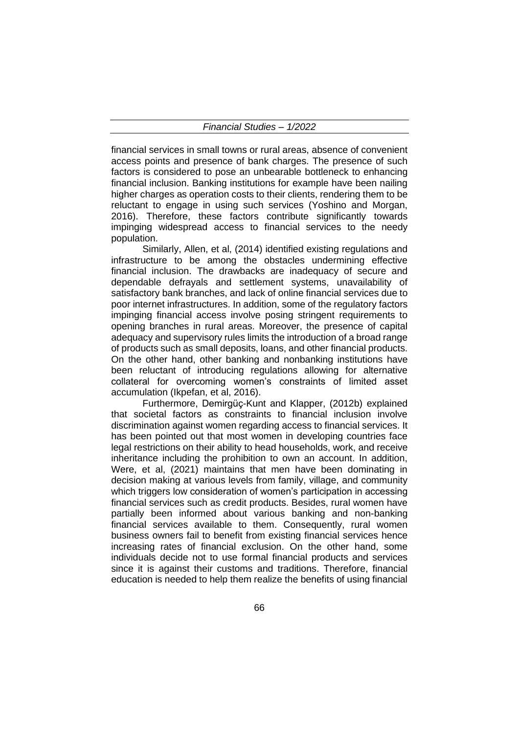financial services in small towns or rural areas, absence of convenient access points and presence of bank charges. The presence of such factors is considered to pose an unbearable bottleneck to enhancing financial inclusion. Banking institutions for example have been nailing higher charges as operation costs to their clients, rendering them to be reluctant to engage in using such services (Yoshino and Morgan, 2016). Therefore, these factors contribute significantly towards impinging widespread access to financial services to the needy population.

Similarly, Allen, et al, (2014) identified existing regulations and infrastructure to be among the obstacles undermining effective financial inclusion. The drawbacks are inadequacy of secure and dependable defrayals and settlement systems, unavailability of satisfactory bank branches, and lack of online financial services due to poor internet infrastructures. In addition, some of the regulatory factors impinging financial access involve posing stringent requirements to opening branches in rural areas. Moreover, the presence of capital adequacy and supervisory rules limits the introduction of a broad range of products such as small deposits, loans, and other financial products. On the other hand, other banking and nonbanking institutions have been reluctant of introducing regulations allowing for alternative collateral for overcoming women's constraints of limited asset accumulation (Ikpefan, et al, 2016).

Furthermore, Demirgüç-Kunt and Klapper, (2012b) explained that societal factors as constraints to financial inclusion involve discrimination against women regarding access to financial services. It has been pointed out that most women in developing countries face legal restrictions on their ability to head households, work, and receive inheritance including the prohibition to own an account. In addition, Were, et al, (2021) maintains that men have been dominating in decision making at various levels from family, village, and community which triggers low consideration of women's participation in accessing financial services such as credit products. Besides, rural women have partially been informed about various banking and non-banking financial services available to them. Consequently, rural women business owners fail to benefit from existing financial services hence increasing rates of financial exclusion. On the other hand, some individuals decide not to use formal financial products and services since it is against their customs and traditions. Therefore, financial education is needed to help them realize the benefits of using financial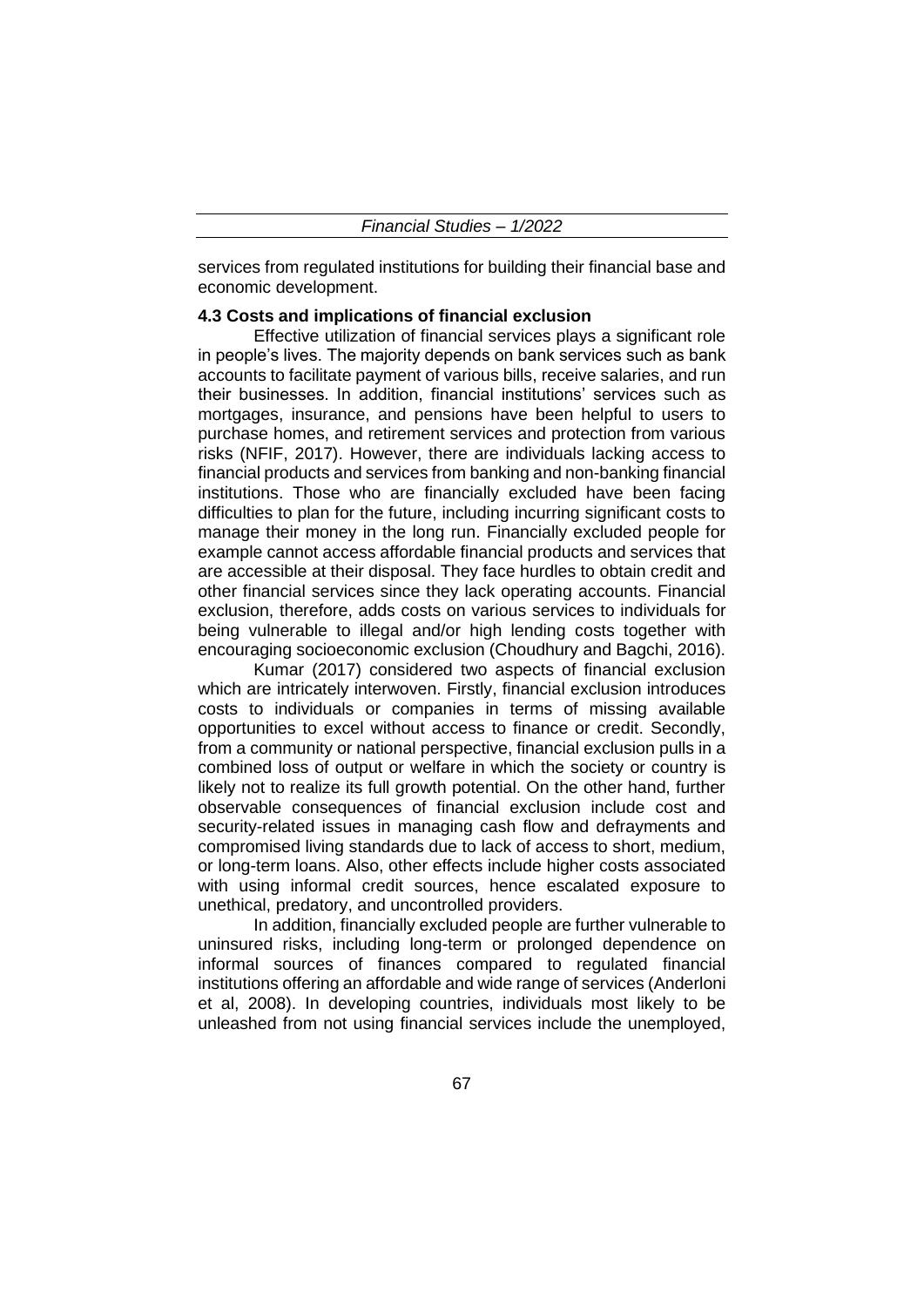services from regulated institutions for building their financial base and economic development.

### 4.3 Costs and implications of financial exclusion

Effective utilization of financial services plays a significant role in people's lives. The majority depends on bank services such as bank accounts to facilitate payment of various bills, receive salaries, and run their businesses. In addition, financial institutions' services such as mortgages, insurance, and pensions have been helpful to users to purchase homes, and retirement services and protection from various risks (NFIF, 2017). However, there are individuals lacking access to financial products and services from banking and non-banking financial institutions. Those who are financially excluded have been facing difficulties to plan for the future, including incurring significant costs to manage their money in the long run. Financially excluded people for example cannot access affordable financial products and services that are accessible at their disposal. They face hurdles to obtain credit and other financial services since they lack operating accounts. Financial exclusion, therefore, adds costs on various services to individuals for being vulnerable to illegal and/or high lending costs together with encouraging socioeconomic exclusion (Choudhury and Bagchi, 2016).

Kumar (2017) considered two aspects of financial exclusion which are intricately interwoven. Firstly, financial exclusion introduces costs to individuals or companies in terms of missing available opportunities to excel without access to finance or credit. Secondly, from a community or national perspective, financial exclusion pulls in a combined loss of output or welfare in which the society or country is likely not to realize its full growth potential. On the other hand, further observable consequences of financial exclusion include cost and security-related issues in managing cash flow and defrayments and compromised living standards due to lack of access to short, medium, or long-term loans. Also, other effects include higher costs associated with using informal credit sources, hence escalated exposure to unethical, predatory, and uncontrolled providers.

In addition, financially excluded people are further vulnerable to uninsured risks, including long-term or prolonged dependence on informal sources of finances compared to regulated financial institutions offering an affordable and wide range of services (Anderloni et al, 2008). In developing countries, individuals most likely to be unleashed from not using financial services include the unemployed,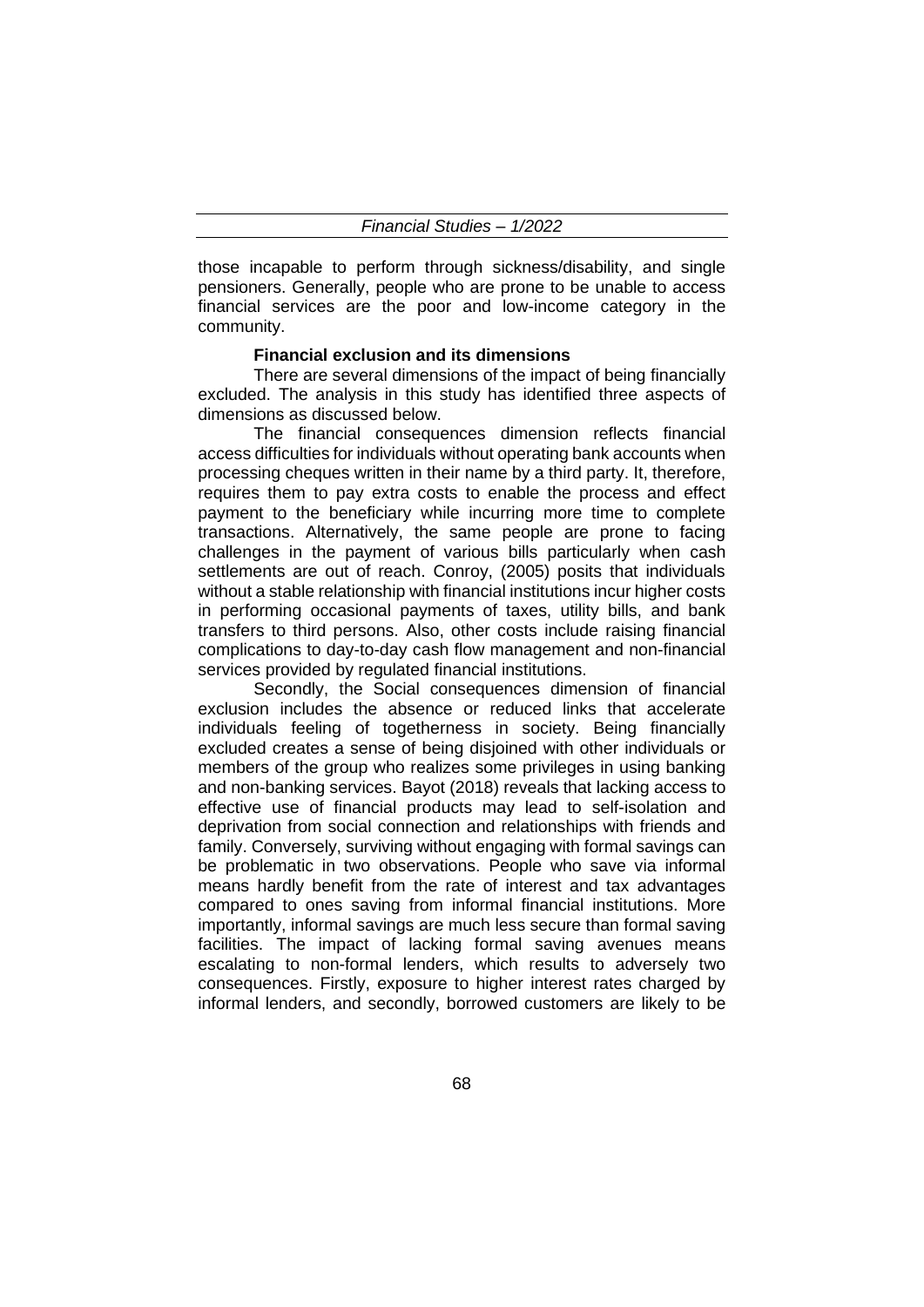those incapable to perform through sickness/disability, and single pensioners. Generally, people who are prone to be unable to access financial services are the poor and low-income category in the community.

**Financial exclusion and its dimensions**

There are several dimensions of the impact of being financially excluded. The analysis in this study has identified three aspects of dimensions as discussed below.

The financial consequences dimension reflects financial access difficulties for individuals without operating bank accounts when processing cheques written in their name by a third party. It, therefore, requires them to pay extra costs to enable the process and effect payment to the beneficiary while incurring more time to complete transactions. Alternatively, the same people are prone to facing challenges in the payment of various bills particularly when cash settlements are out of reach. Conroy, (2005) posits that individuals without a stable relationship with financial institutions incur higher costs in performing occasional payments of taxes, utility bills, and bank transfers to third persons. Also, other costs include raising financial complications to day-to-day cash flow management and non-financial services provided by regulated financial institutions.

Secondly, the Social consequences dimension of financial exclusion includes the absence or reduced links that accelerate individuals feeling of togetherness in society. Being financially excluded creates a sense of being disjoined with other individuals or members of the group who realizes some privileges in using banking and non-banking services. Bayot (2018) reveals that lacking access to effective use of financial products may lead to self-isolation and deprivation from social connection and relationships with friends and family. Conversely, surviving without engaging with formal savings can be problematic in two observations. People who save via informal means hardly benefit from the rate of interest and tax advantages compared to ones saving from informal financial institutions. More importantly, informal savings are much less secure than formal saving facilities. The impact of lacking formal saving avenues means escalating to non-formal lenders, which results to adversely two consequences. Firstly, exposure to higher interest rates charged by informal lenders, and secondly, borrowed customers are likely to be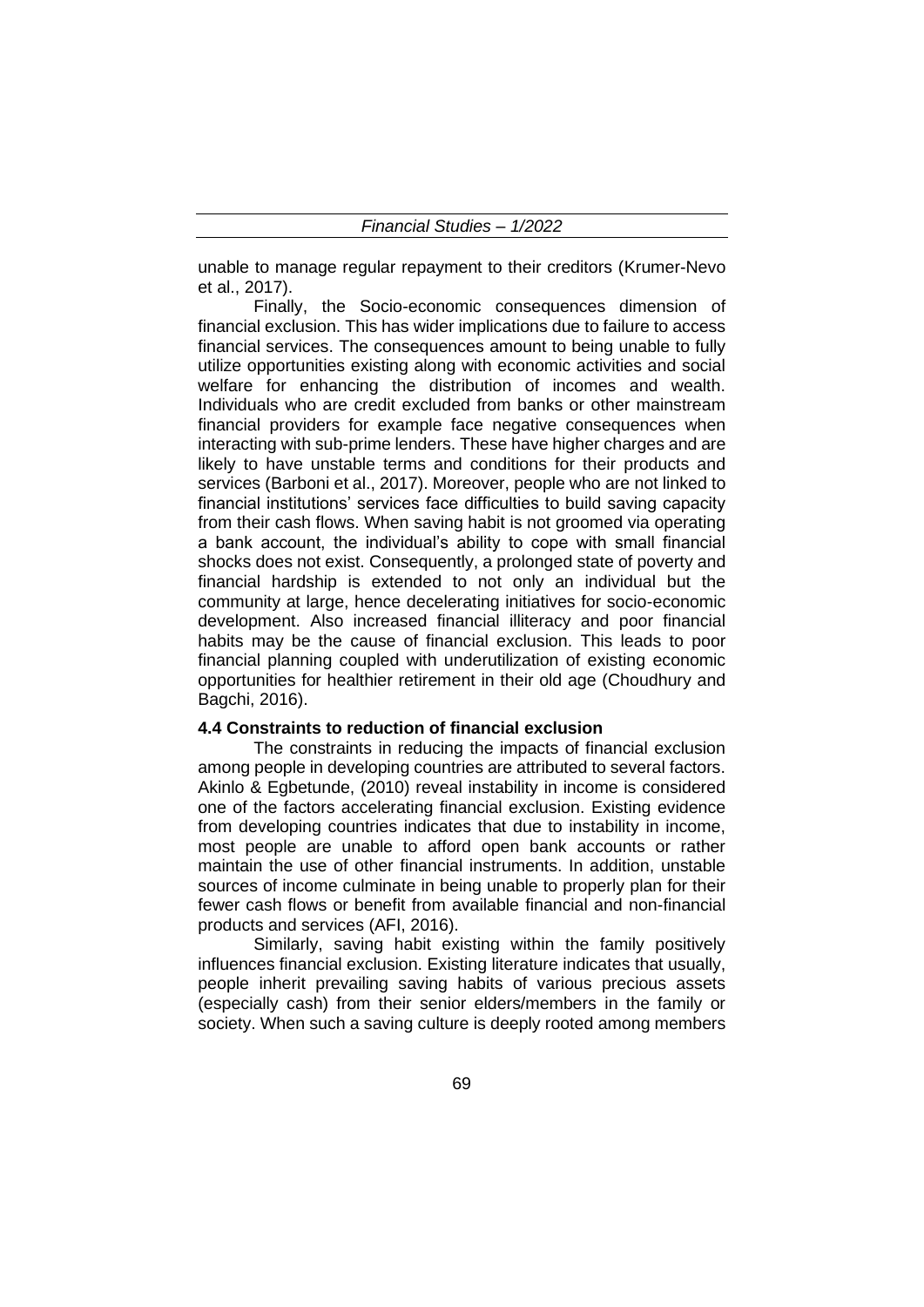unable to manage regular repayment to their creditors (Krumer-Nevo et al., 2017).

Finally, the Socio-economic consequences dimension of financial exclusion. This has wider implications due to failure to access financial services. The consequences amount to being unable to fully utilize opportunities existing along with economic activities and social welfare for enhancing the distribution of incomes and wealth. Individuals who are credit excluded from banks or other mainstream financial providers for example face negative consequences when interacting with sub-prime lenders. These have higher charges and are likely to have unstable terms and conditions for their products and services (Barboni et al., 2017). Moreover, people who are not linked to financial institutions' services face difficulties to build saving capacity from their cash flows. When saving habit is not groomed via operating a bank account, the individual's ability to cope with small financial shocks does not exist. Consequently, a prolonged state of poverty and financial hardship is extended to not only an individual but the community at large, hence decelerating initiatives for socio-economic development. Also increased financial illiteracy and poor financial habits may be the cause of financial exclusion. This leads to poor financial planning coupled with underutilization of existing economic opportunities for healthier retirement in their old age (Choudhury and Bagchi, 2016).

**4.4 Constraints to reduction of financial exclusion**

The constraints in reducing the impacts of financial exclusion among people in developing countries are attributed to several factors. Akinlo & Egbetunde, (2010) reveal instability in income is considered one of the factors accelerating financial exclusion. Existing evidence from developing countries indicates that due to instability in income, most people are unable to afford open bank accounts or rather maintain the use of other financial instruments. In addition, unstable sources of income culminate in being unable to properly plan for their fewer cash flows or benefit from available financial and non-financial products and services (AFI, 2016).

Similarly, saving habit existing within the family positively influences financial exclusion. Existing literature indicates that usually, people inherit prevailing saving habits of various precious assets (especially cash) from their senior elders/members in the family or society. When such a saving culture is deeply rooted among members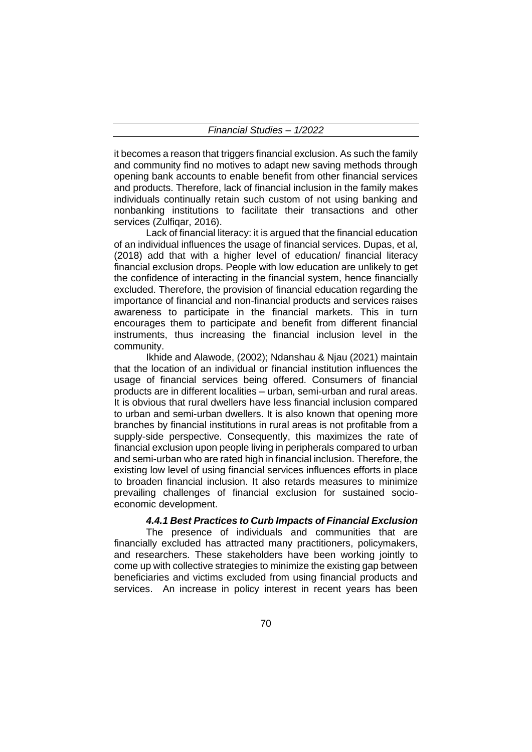it becomes a reason that triggers financial exclusion. As such the family and community find no motives to adapt new saving methods through opening bank accounts to enable benefit from other financial services and products. Therefore, lack of financial inclusion in the family makes individuals continually retain such custom of not using banking and nonbanking institutions to facilitate their transactions and other services (Zulfiqar, 2016).

Lack of financial literacy: it is argued that the financial education of an individual influences the usage of financial services. Dupas, et al, (2018) add that with a higher level of education/ financial literacy financial exclusion drops. People with low education are unlikely to get the confidence of interacting in the financial system, hence financially excluded. Therefore, the provision of financial education regarding the importance of financial and non-financial products and services raises awareness to participate in the financial markets. This in turn encourages them to participate and benefit from different financial instruments, thus increasing the financial inclusion level in the community.

Ikhide and Alawode, (2002); Ndanshau & Njau (2021) maintain that the location of an individual or financial institution influences the usage of financial services being offered. Consumers of financial products are in different localities – urban, semi-urban and rural areas. It is obvious that rural dwellers have less financial inclusion compared to urban and semi-urban dwellers. It is also known that opening more branches by financial institutions in rural areas is not profitable from a supply-side perspective. Consequently, this maximizes the rate of financial exclusion upon people living in peripherals compared to urban and semi-urban who are rated high in financial inclusion. Therefore, the existing low level of using financial services influences efforts in place to broaden financial inclusion. It also retards measures to minimize prevailing challenges of financial exclusion for sustained socio-economic development.

#### *4.4.1 Best Practices to Curb Impacts of Financial Exclusion*

The presence of individuals and communities that are financially excluded has attracted many practitioners, policymakers, and researchers. These stakeholders have been working jointly to come up with collective strategies to minimize the existing gap between beneficiaries and victims excluded from using financial products and services. An increase in policy interest in recent years has been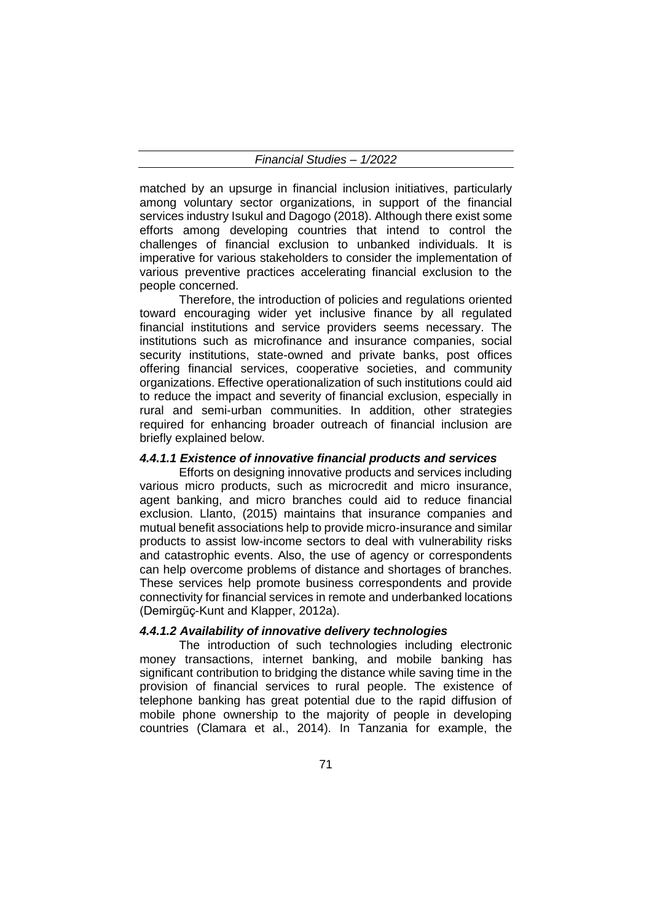matched by an upsurge in financial inclusion initiatives, particularly among voluntary sector organizations, in support of the financial services industry Isukul and Dagogo (2018). Although there exist some efforts among developing countries that intend to control the challenges of financial exclusion to unbanked individuals. It is imperative for various stakeholders to consider the implementation of various preventive practices accelerating financial exclusion to the people concerned.

Therefore, the introduction of policies and regulations oriented toward encouraging wider yet inclusive finance by all regulated financial institutions and service providers seems necessary. The institutions such as microfinance and insurance companies, social security institutions, state-owned and private banks, post offices offering financial services, cooperative societies, and community organizations. Effective operationalization of such institutions could aid to reduce the impact and severity of financial exclusion, especially in rural and semi-urban communities. In addition, other strategies required for enhancing broader outreach of financial inclusion are briefly explained below.

#### *4.4.1.1 Existence of innovative financial products and services*

Efforts on designing innovative products and services including various micro products, such as microcredit and micro insurance, agent banking, and micro branches could aid to reduce financial exclusion. Llanto, (2015) maintains that insurance companies and mutual benefit associations help to provide micro-insurance and similar products to assist low-income sectors to deal with vulnerability risks and catastrophic events. Also, the use of agency or correspondents can help overcome problems of distance and shortages of branches. These services help promote business correspondents and provide connectivity for financial services in remote and underbanked locations (Demirgüç-Kunt and Klapper, 2012a).

#### *4.4.1.2 Availability of innovative delivery technologies*

The introduction of such technologies including electronic money transactions, internet banking, and mobile banking has significant contribution to bridging the distance while saving time in the provision of financial services to rural people. The existence of telephone banking has great potential due to the rapid diffusion of mobile phone ownership to the majority of people in developing countries (Clamara et al., 2014). In Tanzania for example, the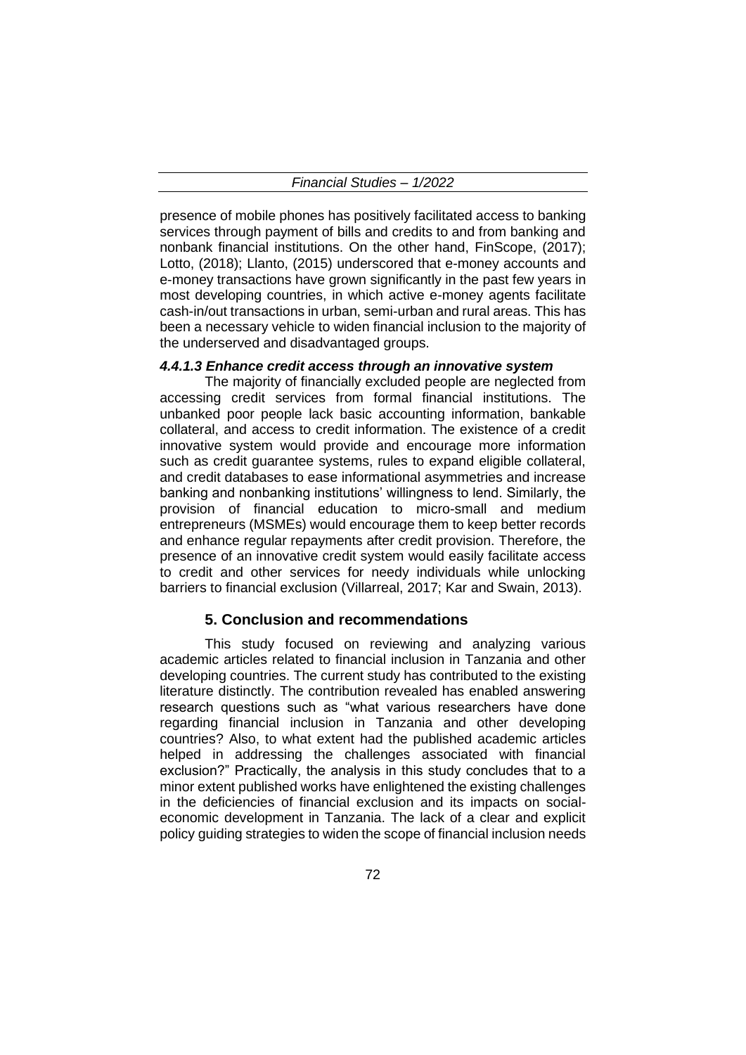presence of mobile phones has positively facilitated access to banking services through payment of bills and credits to and from banking and nonbank financial institutions. On the other hand, FinScope, (2017); Lotto, (2018); Llanto, (2015) underscored that e-money accounts and e-money transactions have grown significantly in the past few years in most developing countries, in which active e-money agents facilitate cash-in/out transactions in urban, semi-urban and rural areas. This has been a necessary vehicle to widen financial inclusion to the majority of the underserved and disadvantaged groups.

#### *4.4.1.3 Enhance credit access through an innovative system*

The majority of financially excluded people are neglected from accessing credit services from formal financial institutions. The unbanked poor people lack basic accounting information, bankable collateral, and access to credit information. The existence of a credit innovative system would provide and encourage more information such as credit guarantee systems, rules to expand eligible collateral, and credit databases to ease informational asymmetries and increase banking and nonbanking institutions' willingness to lend. Similarly, the provision of financial education to micro-small and medium entrepreneurs (MSMEs) would encourage them to keep better records and enhance regular repayments after credit provision. Therefore, the presence of an innovative credit system would easily facilitate access to credit and other services for needy individuals while unlocking barriers to financial exclusion (Villarreal, 2017; Kar and Swain, 2013).

## 5. Conclusion and recommendations

This study focused on reviewing and analyzing various academic articles related to financial inclusion in Tanzania and other developing countries. The current study has contributed to the existing literature distinctly. The contribution revealed has enabled answering research questions such as "what various researchers have done regarding financial inclusion in Tanzania and other developing countries? Also, to what extent had the published academic articles helped in addressing the challenges associated with financial exclusion?" Practically, the analysis in this study concludes that to a minor extent published works have enlightened the existing challenges in the deficiencies of financial exclusion and its impacts on social-economic development in Tanzania. The lack of a clear and explicit policy guiding strategies to widen the scope of financial inclusion needs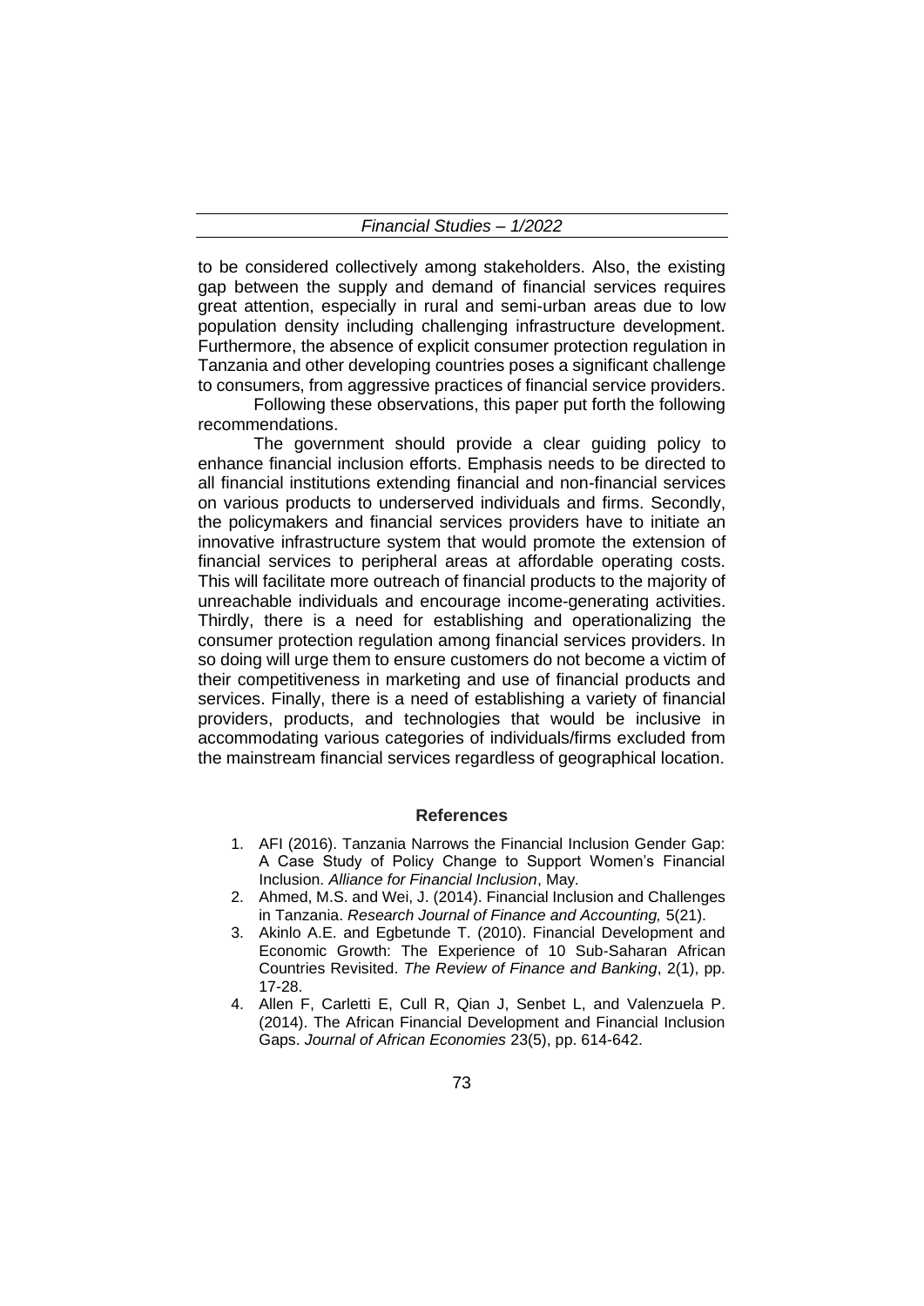to be considered collectively among stakeholders. Also, the existing gap between the supply and demand of financial services requires great attention, especially in rural and semi-urban areas due to low population density including challenging infrastructure development. Furthermore, the absence of explicit consumer protection regulation in Tanzania and other developing countries poses a significant challenge to consumers, from aggressive practices of financial service providers.

Following these observations, this paper put forth the following recommendations.

The government should provide a clear guiding policy to enhance financial inclusion efforts. Emphasis needs to be directed to all financial institutions extending financial and non-financial services on various products to underserved individuals and firms. Secondly, the policymakers and financial services providers have to initiate an innovative infrastructure system that would promote the extension of financial services to peripheral areas at affordable operating costs. This will facilitate more outreach of financial products to the majority of unreachable individuals and encourage income-generating activities. Thirdly, there is a need for establishing and operationalizing the consumer protection regulation among financial services providers. In so doing will urge them to ensure customers do not become a victim of their competitiveness in marketing and use of financial products and services. Finally, there is a need of establishing a variety of financial providers, products, and technologies that would be inclusive in accommodating various categories of individuals/firms excluded from the mainstream financial services regardless of geographical location.

## References

1. AFI (2016). Tanzania Narrows the Financial Inclusion Gender Gap: A Case Study of Policy Change to Support Women's Financial Inclusion. *Alliance for Financial Inclusion*, May.
2. Ahmed, M.S. and Wei, J. (2014). Financial Inclusion and Challenges in Tanzania. *Research Journal of Finance and Accounting,* 5(21).
3. Akinlo A.E. and Egbetunde T. (2010). Financial Development and Economic Growth: The Experience of 10 Sub-Saharan African Countries Revisited. *The Review of Finance and Banking*, 2(1), pp. 17-28.
4. Allen F, Carletti E, Cull R, Qian J, Senbet L, and Valenzuela P. (2014). The African Financial Development and Financial Inclusion Gaps. *Journal of African Economies* 23(5), pp. 614-642.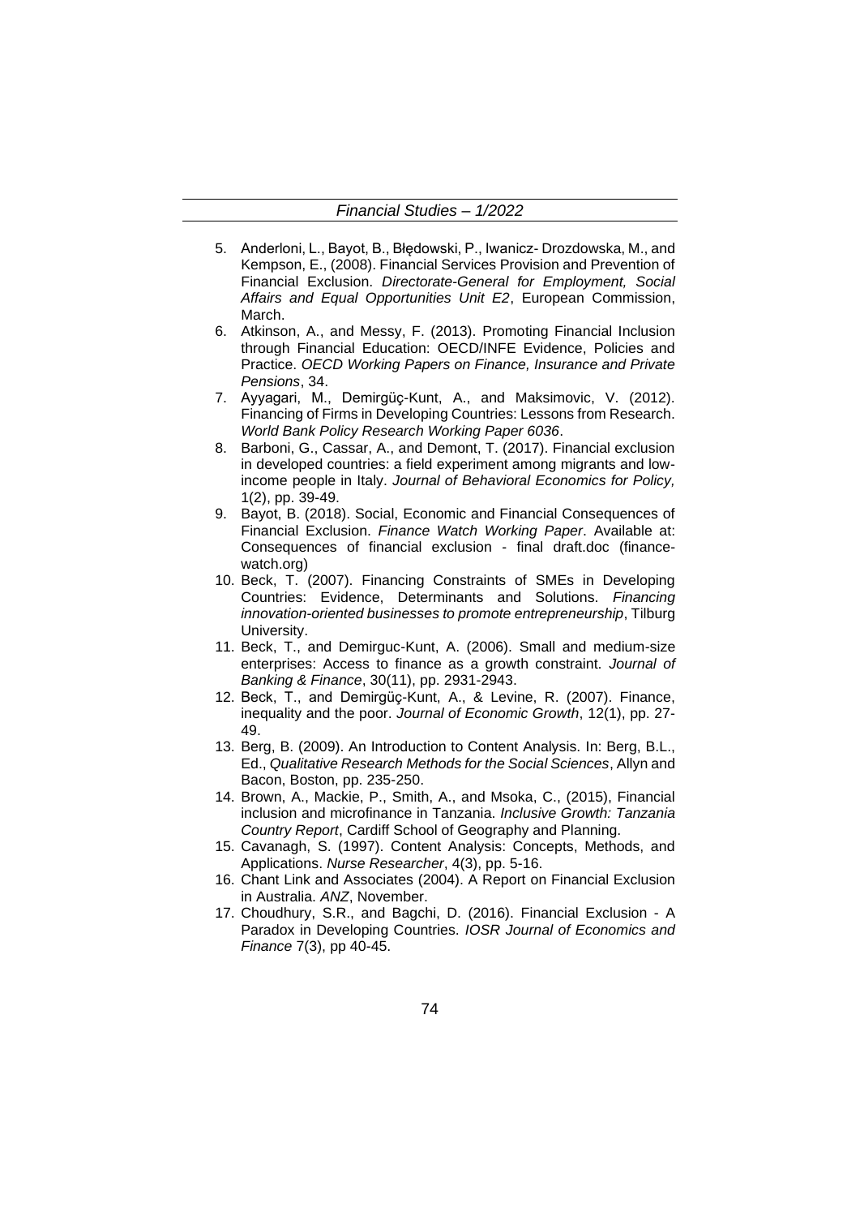5. Anderloni, L., Bayot, B., Błędowski, P., Iwanicz- Drozdowska, M., and Kempson, E., (2008). Financial Services Provision and Prevention of Financial Exclusion. *Directorate-General for Employment, Social Affairs and Equal Opportunities Unit E2*, European Commission, March.
6. Atkinson, A., and Messy, F. (2013). Promoting Financial Inclusion through Financial Education: OECD/INFE Evidence, Policies and Practice. *OECD Working Papers on Finance, Insurance and Private Pensions*, 34.
7. Ayyagari, M., Demirgüç-Kunt, A., and Maksimovic, V. (2012). Financing of Firms in Developing Countries: Lessons from Research. *World Bank Policy Research Working Paper 6036*.
8. Barboni, G., Cassar, A., and Demont, T. (2017). Financial exclusion in developed countries: a field experiment among migrants and low-income people in Italy. *Journal of Behavioral Economics for Policy,* 1(2), pp. 39-49.
9. Bayot, B. (2018). Social, Economic and Financial Consequences of Financial Exclusion. *Finance Watch Working Paper*. Available at: Consequences of financial exclusion - final draft.doc (finance-watch.org)
10. Beck, T. (2007). Financing Constraints of SMEs in Developing Countries: Evidence, Determinants and Solutions. *Financing innovation-oriented businesses to promote entrepreneurship*, Tilburg University.
11. Beck, T., and Demirguc-Kunt, A. (2006). Small and medium-size enterprises: Access to finance as a growth constraint. *Journal of Banking & Finance*, 30(11), pp. 2931-2943.
12. Beck, T., and Demirgüç-Kunt, A., & Levine, R. (2007). Finance, inequality and the poor. *Journal of Economic Growth*, 12(1), pp. 27-49.
13. Berg, B. (2009). An Introduction to Content Analysis. In: Berg, B.L., Ed., *Qualitative Research Methods for the Social Sciences*, Allyn and Bacon, Boston, pp. 235-250.
14. Brown, A., Mackie, P., Smith, A., and Msoka, C., (2015), Financial inclusion and microfinance in Tanzania. *Inclusive Growth: Tanzania Country Report*, Cardiff School of Geography and Planning.
15. Cavanagh, S. (1997). Content Analysis: Concepts, Methods, and Applications. *Nurse Researcher*, 4(3), pp. 5-16.
16. Chant Link and Associates (2004). A Report on Financial Exclusion in Australia. *ANZ*, November.
17. Choudhury, S.R., and Bagchi, D. (2016). Financial Exclusion - A Paradox in Developing Countries. *IOSR Journal of Economics and Finance* 7(3), pp 40-45.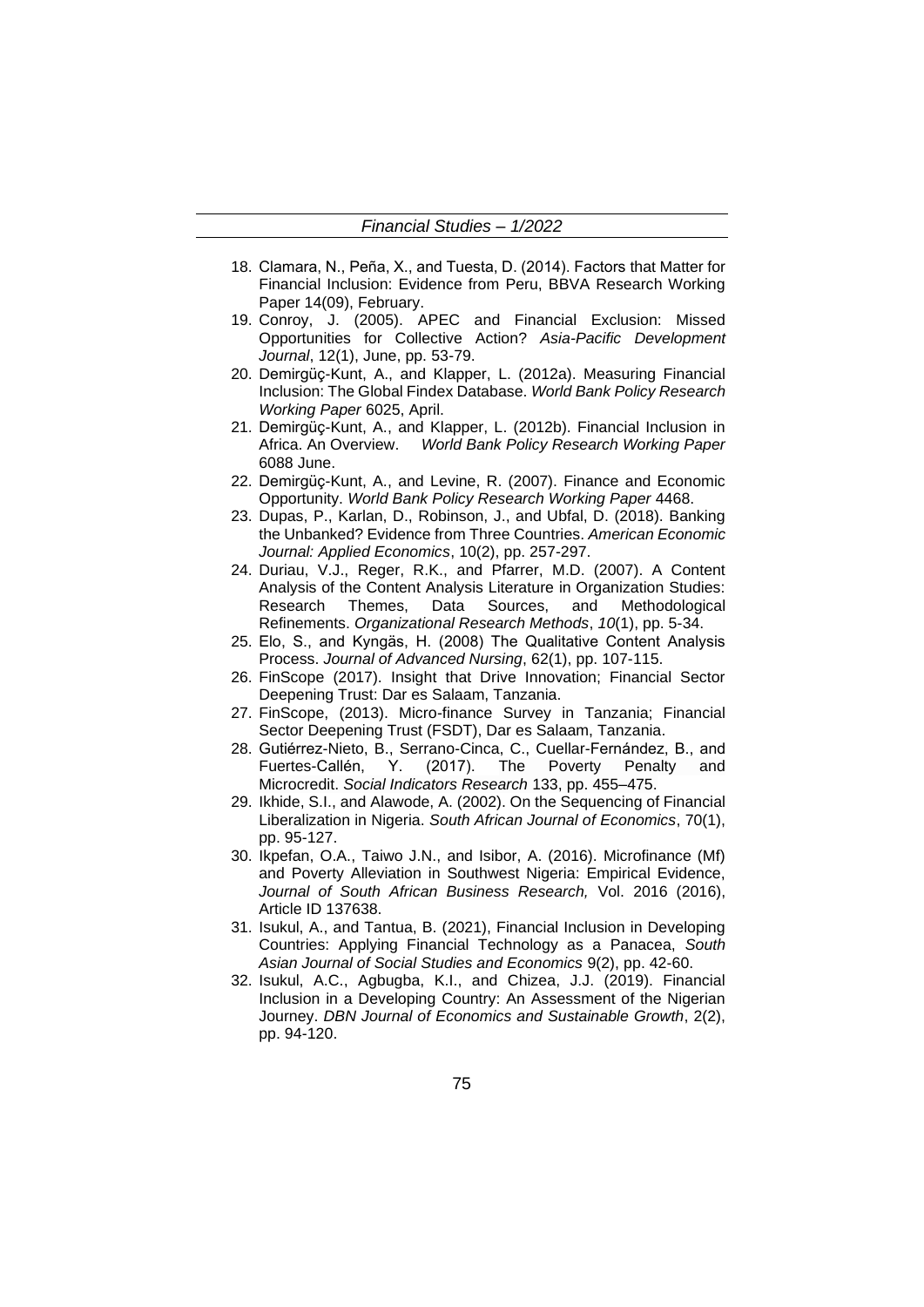18. Clamara, N., Peña, X., and Tuesta, D. (2014). Factors that Matter for Financial Inclusion: Evidence from Peru, BBVA Research Working Paper 14(09), February.
19. Conroy, J. (2005). APEC and Financial Exclusion: Missed Opportunities for Collective Action? *Asia-Pacific Development Journal*, 12(1), June, pp. 53-79.
20. Demirgüç-Kunt, A., and Klapper, L. (2012a). Measuring Financial Inclusion: The Global Findex Database. *World Bank Policy Research Working Paper* 6025, April.
21. Demirgüç-Kunt, A., and Klapper, L. (2012b). Financial Inclusion in Africa. An Overview. *World Bank Policy Research Working Paper* 6088 June.
22. Demirgüç-Kunt, A., and Levine, R. (2007). Finance and Economic Opportunity. *World Bank Policy Research Working Paper* 4468.
23. Dupas, P., Karlan, D., Robinson, J., and Ubfal, D. (2018). Banking the Unbanked? Evidence from Three Countries. *American Economic Journal: Applied Economics*, 10(2), pp. 257-297.
24. Duriau, V.J., Reger, R.K., and Pfarrer, M.D. (2007). A Content Analysis of the Content Analysis Literature in Organization Studies: Research Themes, Data Sources, and Methodological Refinements. *Organizational Research Methods*, *10*(1), pp. 5-34.
25. Elo, S., and Kyngäs, H. (2008) The Qualitative Content Analysis Process. *Journal of Advanced Nursing*, 62(1), pp. 107-115.
26. FinScope (2017). Insight that Drive Innovation; Financial Sector Deepening Trust: Dar es Salaam, Tanzania.
27. FinScope, (2013). Micro-finance Survey in Tanzania; Financial Sector Deepening Trust (FSDT), Dar es Salaam, Tanzania.
28. Gutiérrez-Nieto, B., Serrano-Cinca, C., Cuellar-Fernández, B., and Fuertes-Callén, Y. (2017). The Poverty Penalty and Microcredit. *Social Indicators Research* 133, pp. 455–475.
29. Ikhide, S.I., and Alawode, A. (2002). On the Sequencing of Financial Liberalization in Nigeria. *South African Journal of Economics*, 70(1), pp. 95-127.
30. Ikpefan, O.A., Taiwo J.N., and Isibor, A. (2016). Microfinance (Mf) and Poverty Alleviation in Southwest Nigeria: Empirical Evidence, *Journal of South African Business Research,* Vol. 2016 (2016), Article ID 137638.
31. Isukul, A., and Tantua, B. (2021), Financial Inclusion in Developing Countries: Applying Financial Technology as a Panacea, *South Asian Journal of Social Studies and Economics* 9(2), pp. 42-60.
32. Isukul, A.C., Agbugba, K.I., and Chizea, J.J. (2019). Financial Inclusion in a Developing Country: An Assessment of the Nigerian Journey. *DBN Journal of Economics and Sustainable Growth*, 2(2), pp. 94-120.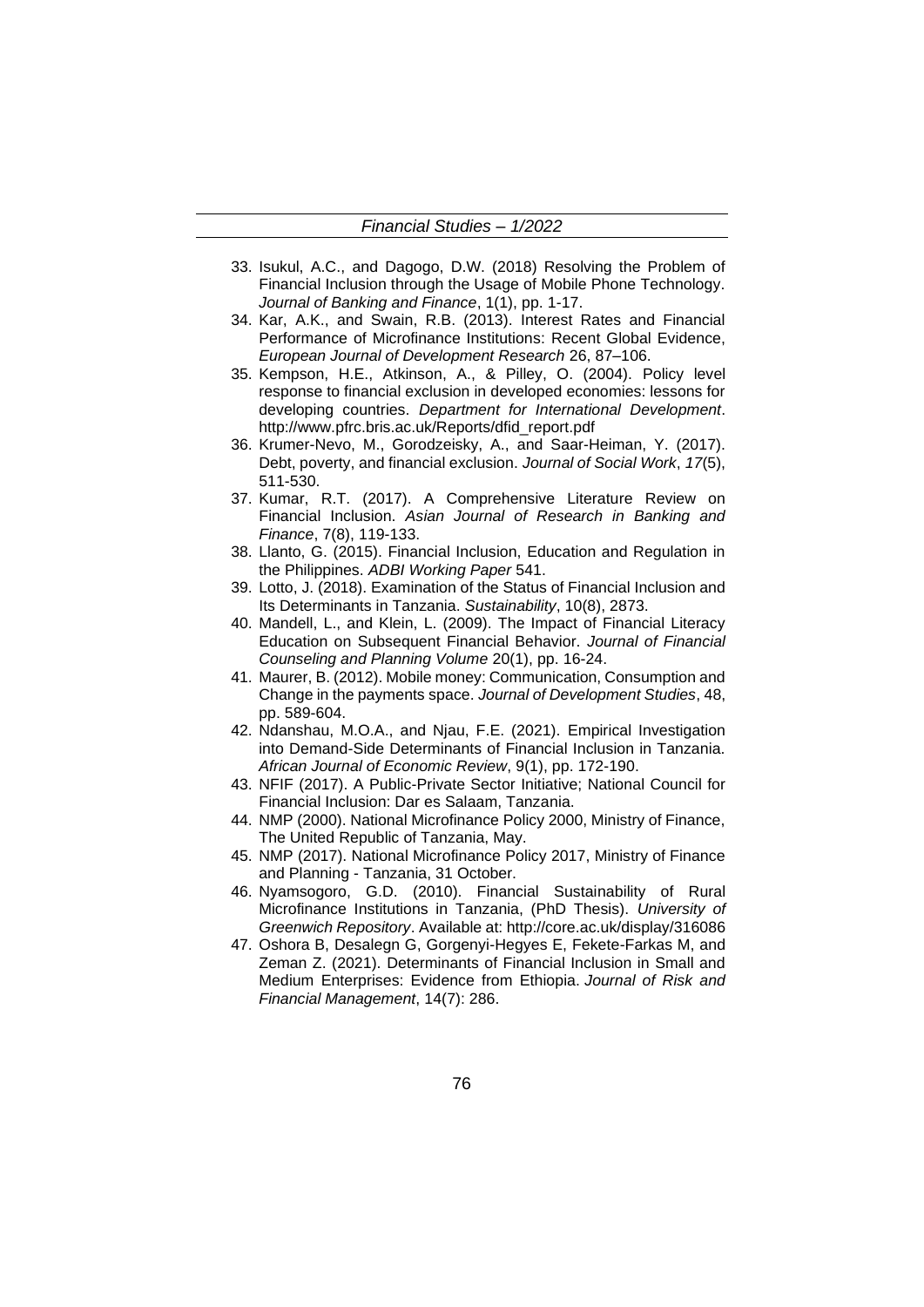33. Isukul, A.C., and Dagogo, D.W. (2018) Resolving the Problem of Financial Inclusion through the Usage of Mobile Phone Technology. *Journal of Banking and Finance*, 1(1), pp. 1-17.
34. Kar, A.K., and Swain, R.B. (2013). Interest Rates and Financial Performance of Microfinance Institutions: Recent Global Evidence, *European Journal of Development Research* 26, 87–106.
35. Kempson, H.E., Atkinson, A., & Pilley, O. (2004). Policy level response to financial exclusion in developed economies: lessons for developing countries. *Department for International Development*. http://www.pfrc.bris.ac.uk/Reports/dfid_report.pdf
36. Krumer-Nevo, M., Gorodzeisky, A., and Saar-Heiman, Y. (2017). Debt, poverty, and financial exclusion. *Journal of Social Work*, *17*(5), 511-530.
37. Kumar, R.T. (2017). A Comprehensive Literature Review on Financial Inclusion. *Asian Journal of Research in Banking and Finance*, 7(8), 119-133.
38. Llanto, G. (2015). Financial Inclusion, Education and Regulation in the Philippines. *ADBI Working Paper* 541.
39. Lotto, J. (2018). Examination of the Status of Financial Inclusion and Its Determinants in Tanzania. *Sustainability*, 10(8), 2873.
40. Mandell, L., and Klein, L. (2009). The Impact of Financial Literacy Education on Subsequent Financial Behavior. *Journal of Financial Counseling and Planning Volume* 20(1), pp. 16-24.
41. Maurer, B. (2012). Mobile money: Communication, Consumption and Change in the payments space. *Journal of Development Studies*, 48, pp. 589-604.
42. Ndanshau, M.O.A., and Njau, F.E. (2021). Empirical Investigation into Demand-Side Determinants of Financial Inclusion in Tanzania. *African Journal of Economic Review*, 9(1), pp. 172-190.
43. NFIF (2017). A Public-Private Sector Initiative; National Council for Financial Inclusion: Dar es Salaam, Tanzania.
44. NMP (2000). National Microfinance Policy 2000, Ministry of Finance, The United Republic of Tanzania, May.
45. NMP (2017). National Microfinance Policy 2017, Ministry of Finance and Planning - Tanzania, 31 October.
46. Nyamsogoro, G.D. (2010). Financial Sustainability of Rural Microfinance Institutions in Tanzania, (PhD Thesis). *University of Greenwich Repository*. Available at: http://core.ac.uk/display/316086
47. Oshora B, Desalegn G, Gorgenyi-Hegyes E, Fekete-Farkas M, and Zeman Z. (2021). Determinants of Financial Inclusion in Small and Medium Enterprises: Evidence from Ethiopia. *Journal of Risk and Financial Management*, 14(7): 286.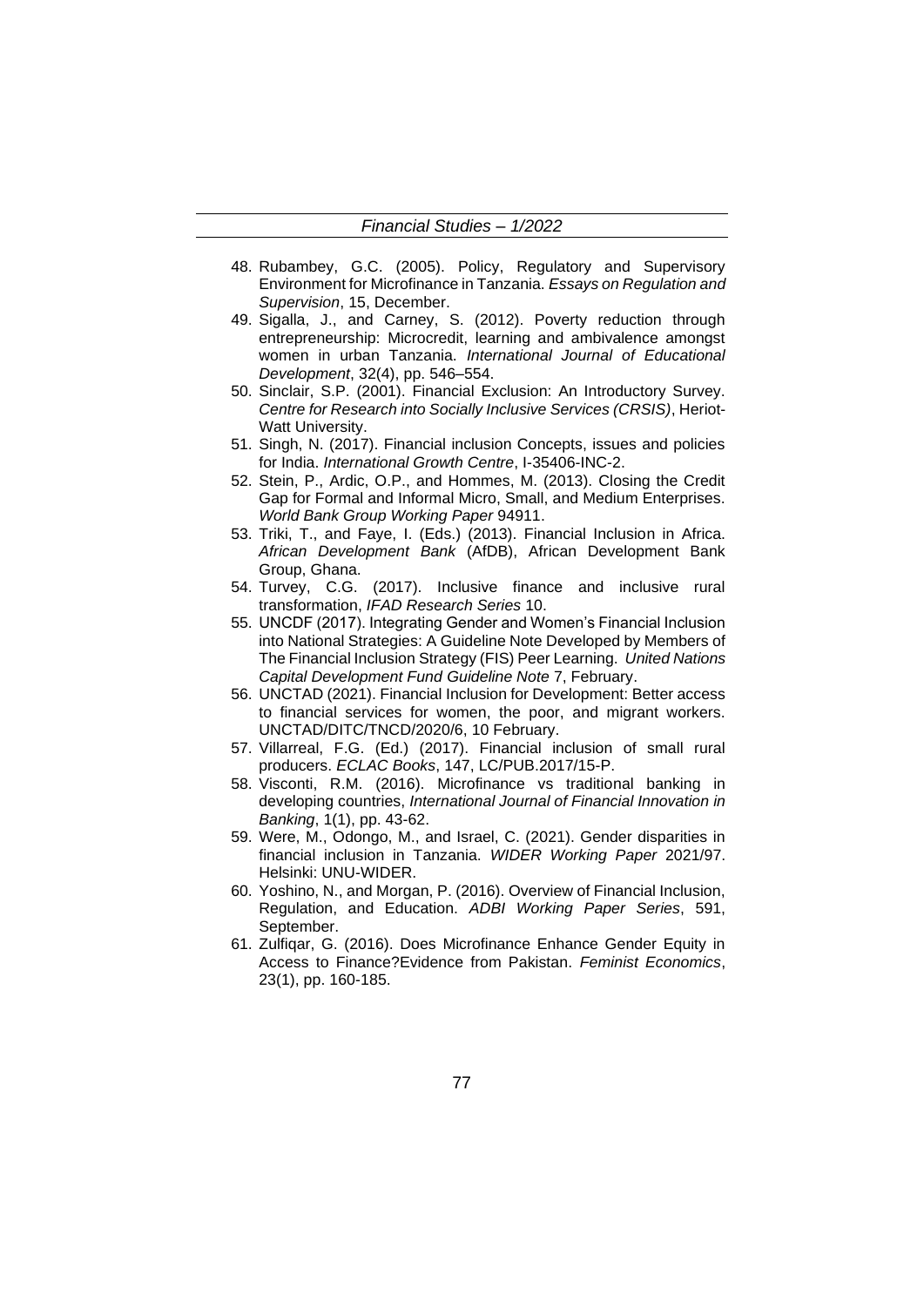48. Rubambey, G.C. (2005). Policy, Regulatory and Supervisory Environment for Microfinance in Tanzania. *Essays on Regulation and Supervision*, 15, December.
49. Sigalla, J., and Carney, S. (2012). Poverty reduction through entrepreneurship: Microcredit, learning and ambivalence amongst women in urban Tanzania. *International Journal of Educational Development*, 32(4), pp. 546–554.
50. Sinclair, S.P. (2001). Financial Exclusion: An Introductory Survey. *Centre for Research into Socially Inclusive Services (CRSIS)*, Heriot-Watt University.
51. Singh, N. (2017). Financial inclusion Concepts, issues and policies for India. *International Growth Centre*, I-35406-INC-2.
52. Stein, P., Ardic, O.P., and Hommes, M. (2013). Closing the Credit Gap for Formal and Informal Micro, Small, and Medium Enterprises. *World Bank Group Working Paper* 94911.
53. Triki, T., and Faye, I. (Eds.) (2013). Financial Inclusion in Africa. *African Development Bank* (AfDB), African Development Bank Group, Ghana.
54. Turvey, C.G. (2017). Inclusive finance and inclusive rural transformation, *IFAD Research Series* 10.
55. UNCDF (2017). Integrating Gender and Women's Financial Inclusion into National Strategies: A Guideline Note Developed by Members of The Financial Inclusion Strategy (FIS) Peer Learning. *United Nations Capital Development Fund Guideline Note* 7, February.
56. UNCTAD (2021). Financial Inclusion for Development: Better access to financial services for women, the poor, and migrant workers. UNCTAD/DITC/TNCD/2020/6, 10 February.
57. Villarreal, F.G. (Ed.) (2017). Financial inclusion of small rural producers. *ECLAC Books*, 147, LC/PUB.2017/15-P.
58. Visconti, R.M. (2016). Microfinance vs traditional banking in developing countries, *International Journal of Financial Innovation in Banking*, 1(1), pp. 43-62.
59. Were, M., Odongo, M., and Israel, C. (2021). Gender disparities in financial inclusion in Tanzania. *WIDER Working Paper* 2021/97. Helsinki: UNU-WIDER.
60. Yoshino, N., and Morgan, P. (2016). Overview of Financial Inclusion, Regulation, and Education. *ADBI Working Paper Series*, 591, September.
61. Zulfiqar, G. (2016). Does Microfinance Enhance Gender Equity in Access to Finance?Evidence from Pakistan. *Feminist Economics*, 23(1), pp. 160-185.